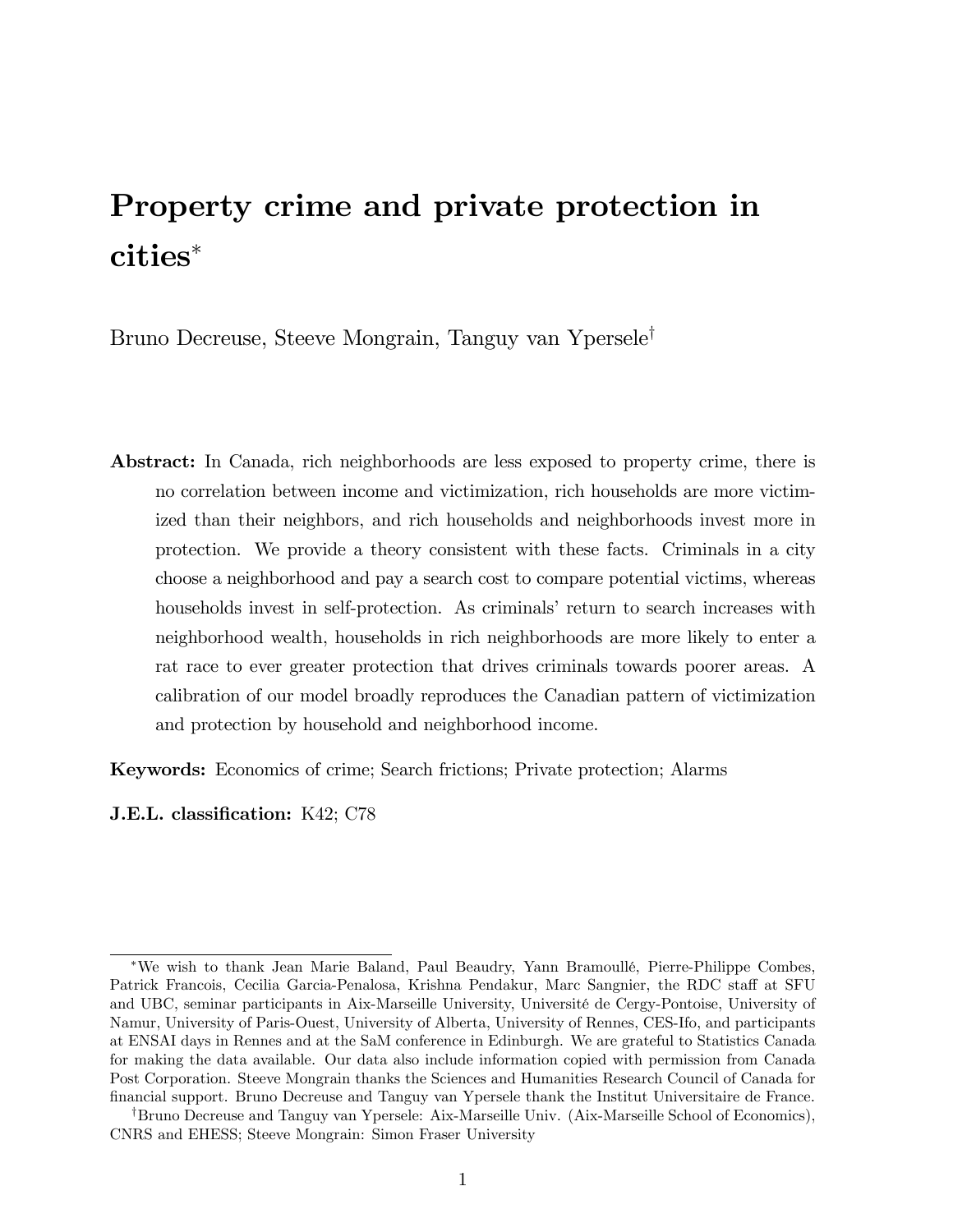# Property crime and private protection in cities[*]

Bruno Decreuse, Steeve Mongrain, Tanguy van Ypersele[†]

**Abstract:** In Canada, rich neighborhoods are less exposed to property crime, there is no correlation between income and victimization, rich households are more victimized than their neighbors, and rich households and neighborhoods invest more in protection. We provide a theory consistent with these facts. Criminals in a city choose a neighborhood and pay a search cost to compare potential victims, whereas households invest in self-protection. As criminals' return to search increases with neighborhood wealth, households in rich neighborhoods are more likely to enter a rat race to ever greater protection that drives criminals towards poorer areas. A calibration of our model broadly reproduces the Canadian pattern of victimization and protection by household and neighborhood income.

**Keywords:** Economics of crime; Search frictions; Private protection; Alarms

**J.E.L. classification:** K42; C78

---

[*] We wish to thank Jean Marie Baland, Paul Beaudry, Yann Bramoullé, Pierre-Philippe Combes, Patrick Francois, Cecilia Garcia-Penalosa, Krishna Pendakur, Marc Sangnier, the RDC staff at SFU and UBC, seminar participants in Aix-Marseille University, Université de Cergy-Pontoise, University of Namur, University of Paris-Ouest, University of Alberta, University of Rennes, CES-Ifo, and participants at ENSAI days in Rennes and at the SaM conference in Edinburgh. We are grateful to Statistics Canada for making the data available. Our data also include information copied with permission from Canada Post Corporation. Steeve Mongrain thanks the Sciences and Humanities Research Council of Canada for financial support. Bruno Decreuse and Tanguy van Ypersele thank the Institut Universitaire de France.

[†] Bruno Decreuse and Tanguy van Ypersele: Aix-Marseille Univ. (Aix-Marseille School of Economics), CNRS and EHESS; Steeve Mongrain: Simon Fraser University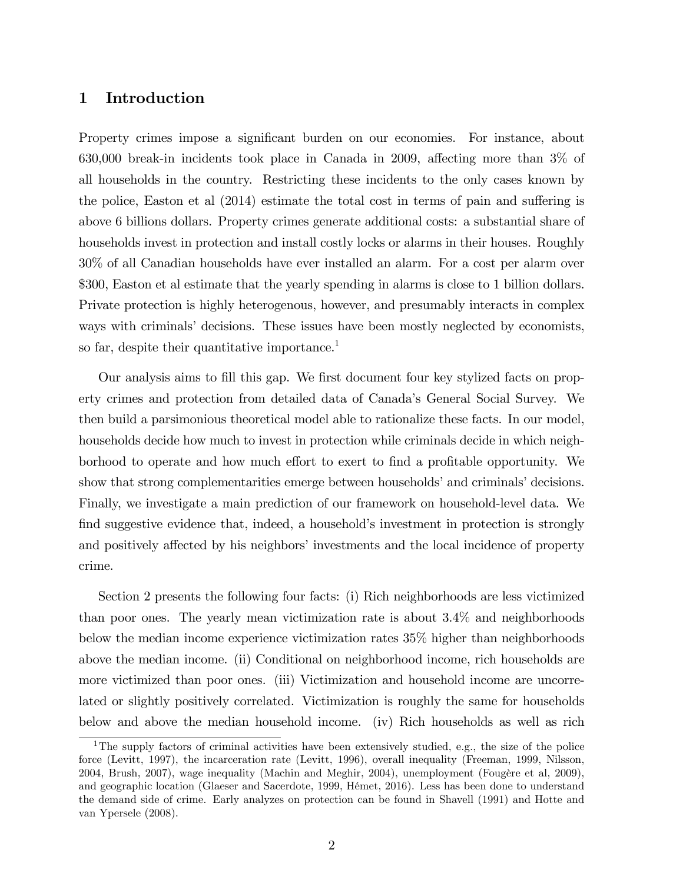## 1 Introduction

Property crimes impose a significant burden on our economies. For instance, about 630,000 break-in incidents took place in Canada in 2009, affecting more than 3% of all households in the country. Restricting these incidents to the only cases known by the police, Easton et al (2014) estimate the total cost in terms of pain and suffering is above 6 billions dollars. Property crimes generate additional costs: a substantial share of households invest in protection and install costly locks or alarms in their houses. Roughly 30% of all Canadian households have ever installed an alarm. For a cost per alarm over $300, Easton et al estimate that the yearly spending in alarms is close to 1 billion dollars. Private protection is highly heterogenous, however, and presumably interacts in complex ways with criminals' decisions. These issues have been mostly neglected by economists, so far, despite their quantitative importance.[1]

Our analysis aims to fill this gap. We first document four key stylized facts on property crimes and protection from detailed data of Canada's General Social Survey. We then build a parsimonious theoretical model able to rationalize these facts. In our model, households decide how much to invest in protection while criminals decide in which neighborhood to operate and how much effort to exert to find a profitable opportunity. We show that strong complementarities emerge between households' and criminals' decisions. Finally, we investigate a main prediction of our framework on household-level data. We find suggestive evidence that, indeed, a household's investment in protection is strongly and positively affected by his neighbors' investments and the local incidence of property crime.

Section 2 presents the following four facts: (i) Rich neighborhoods are less victimized than poor ones. The yearly mean victimization rate is about 3.4% and neighborhoods below the median income experience victimization rates 35% higher than neighborhoods above the median income. (ii) Conditional on neighborhood income, rich households are more victimized than poor ones. (iii) Victimization and household income are uncorrelated or slightly positively correlated. Victimization is roughly the same for households below and above the median household income. (iv) Rich households as well as rich

[1] The supply factors of criminal activities have been extensively studied, e.g., the size of the police force (Levitt, 1997), the incarceration rate (Levitt, 1996), overall inequality (Freeman, 1999, Nilsson, 2004, Brush, 2007), wage inequality (Machin and Meghir, 2004), unemployment (Fougère et al, 2009), and geographic location (Glaeser and Sacerdote, 1999, Hémet, 2016). Less has been done to understand the demand side of crime. Early analyzes on protection can be found in Shavell (1991) and Hotte and van Ypersele (2008).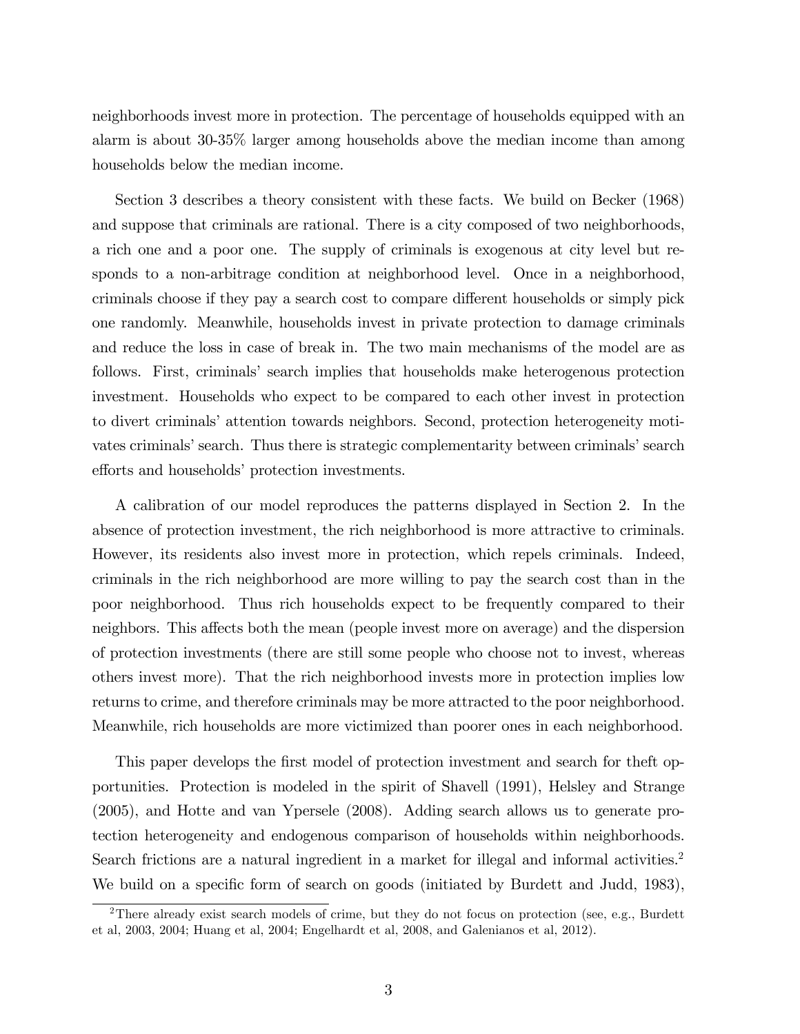neighborhoods invest more in protection. The percentage of households equipped with an alarm is about 30-35% larger among households above the median income than among households below the median income.

Section 3 describes a theory consistent with these facts. We build on Becker (1968) and suppose that criminals are rational. There is a city composed of two neighborhoods, a rich one and a poor one. The supply of criminals is exogenous at city level but responds to a non-arbitrage condition at neighborhood level. Once in a neighborhood, criminals choose if they pay a search cost to compare different households or simply pick one randomly. Meanwhile, households invest in private protection to damage criminals and reduce the loss in case of break in. The two main mechanisms of the model are as follows. First, criminals' search implies that households make heterogenous protection investment. Households who expect to be compared to each other invest in protection to divert criminals' attention towards neighbors. Second, protection heterogeneity motivates criminals' search. Thus there is strategic complementarity between criminals' search efforts and households' protection investments.

A calibration of our model reproduces the patterns displayed in Section 2. In the absence of protection investment, the rich neighborhood is more attractive to criminals. However, its residents also invest more in protection, which repels criminals. Indeed, criminals in the rich neighborhood are more willing to pay the search cost than in the poor neighborhood. Thus rich households expect to be frequently compared to their neighbors. This affects both the mean (people invest more on average) and the dispersion of protection investments (there are still some people who choose not to invest, whereas others invest more). That the rich neighborhood invests more in protection implies low returns to crime, and therefore criminals may be more attracted to the poor neighborhood. Meanwhile, rich households are more victimized than poorer ones in each neighborhood.

This paper develops the first model of protection investment and search for theft opportunities. Protection is modeled in the spirit of Shavell (1991), Helsley and Strange (2005), and Hotte and van Ypersele (2008). Adding search allows us to generate protection heterogeneity and endogenous comparison of households within neighborhoods. Search frictions are a natural ingredient in a market for illegal and informal activities.[2] We build on a specific form of search on goods (initiated by Burdett and Judd, 1983),

[2] There already exist search models of crime, but they do not focus on protection (see, e.g., Burdett et al, 2003, 2004; Huang et al, 2004; Engelhardt et al, 2008, and Galenianos et al, 2012).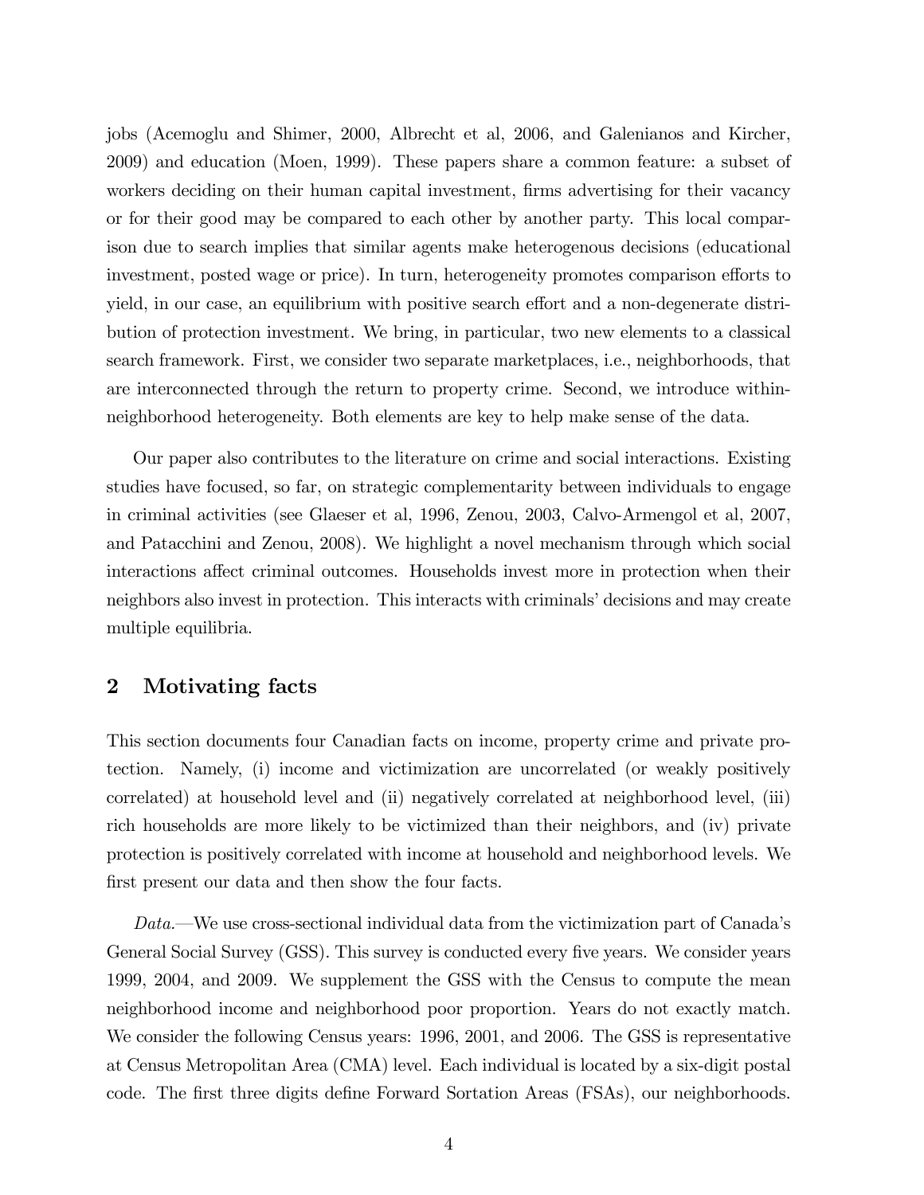jobs (Acemoglu and Shimer, 2000, Albrecht et al, 2006, and Galenianos and Kircher, 2009) and education (Moen, 1999). These papers share a common feature: a subset of workers deciding on their human capital investment, firms advertising for their vacancy or for their good may be compared to each other by another party. This local comparison due to search implies that similar agents make heterogenous decisions (educational investment, posted wage or price). In turn, heterogeneity promotes comparison efforts to yield, in our case, an equilibrium with positive search effort and a non-degenerate distribution of protection investment. We bring, in particular, two new elements to a classical search framework. First, we consider two separate marketplaces, i.e., neighborhoods, that are interconnected through the return to property crime. Second, we introduce within-neighborhood heterogeneity. Both elements are key to help make sense of the data.

Our paper also contributes to the literature on crime and social interactions. Existing studies have focused, so far, on strategic complementarity between individuals to engage in criminal activities (see Glaeser et al, 1996, Zenou, 2003, Calvo-Armengol et al, 2007, and Patacchini and Zenou, 2008). We highlight a novel mechanism through which social interactions affect criminal outcomes. Households invest more in protection when their neighbors also invest in protection. This interacts with criminals' decisions and may create multiple equilibria.

## 2 Motivating facts

This section documents four Canadian facts on income, property crime and private protection. Namely, (i) income and victimization are uncorrelated (or weakly positively correlated) at household level and (ii) negatively correlated at neighborhood level, (iii) rich households are more likely to be victimized than their neighbors, and (iv) private protection is positively correlated with income at household and neighborhood levels. We first present our data and then show the four facts.

*Data.*—We use cross-sectional individual data from the victimization part of Canada's General Social Survey (GSS). This survey is conducted every five years. We consider years 1999, 2004, and 2009. We supplement the GSS with the Census to compute the mean neighborhood income and neighborhood poor proportion. Years do not exactly match. We consider the following Census years: 1996, 2001, and 2006. The GSS is representative at Census Metropolitan Area (CMA) level. Each individual is located by a six-digit postal code. The first three digits define Forward Sortation Areas (FSAs), our neighborhoods.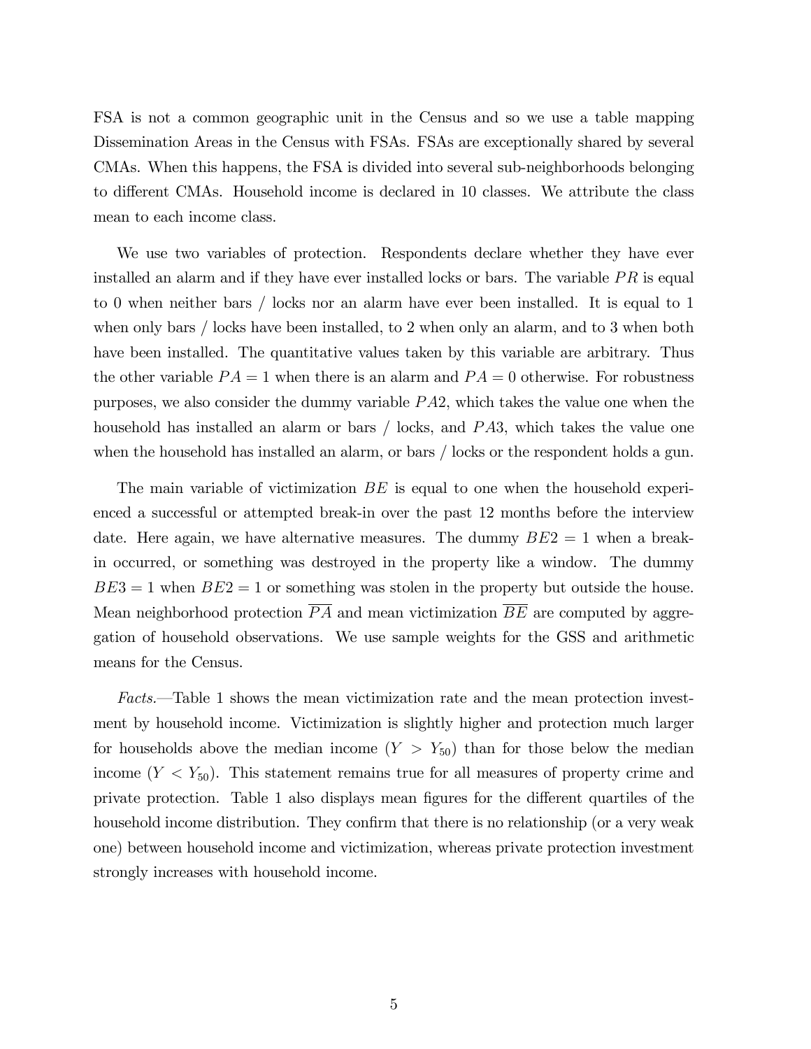FSA is not a common geographic unit in the Census and so we use a table mapping Dissemination Areas in the Census with FSAs. FSAs are exceptionally shared by several CMAs. When this happens, the FSA is divided into several sub-neighborhoods belonging to different CMAs. Household income is declared in 10 classes. We attribute the class mean to each income class.

We use two variables of protection. Respondents declare whether they have ever installed an alarm and if they have ever installed locks or bars. The variable $PR$ is equal to 0 when neither bars / locks nor an alarm have ever been installed. It is equal to 1 when only bars / locks have been installed, to 2 when only an alarm, and to 3 when both have been installed. The quantitative values taken by this variable are arbitrary. Thus the other variable $PA = 1$ when there is an alarm and $PA = 0$ otherwise. For robustness purposes, we also consider the dummy variable $PA2$, which takes the value one when the household has installed an alarm or bars / locks, and $PA3$, which takes the value one when the household has installed an alarm, or bars / locks or the respondent holds a gun.

The main variable of victimization $BE$ is equal to one when the household experienced a successful or attempted break-in over the past 12 months before the interview date. Here again, we have alternative measures. The dummy $BE2 = 1$ when a break-in occurred, or something was destroyed in the property like a window. The dummy $BE3 = 1$ when $BE2 = 1$ or something was stolen in the property but outside the house. Mean neighborhood protection $\overline{PA}$ and mean victimization $\overline{BE}$ are computed by aggregation of household observations. We use sample weights for the GSS and arithmetic means for the Census.

*Facts.*—Table 1 shows the mean victimization rate and the mean protection investment by household income. Victimization is slightly higher and protection much larger for households above the median income ($Y > Y_{50}$) than for those below the median income ($Y < Y_{50}$). This statement remains true for all measures of property crime and private protection. Table 1 also displays mean figures for the different quartiles of the household income distribution. They confirm that there is no relationship (or a very weak one) between household income and victimization, whereas private protection investment strongly increases with household income.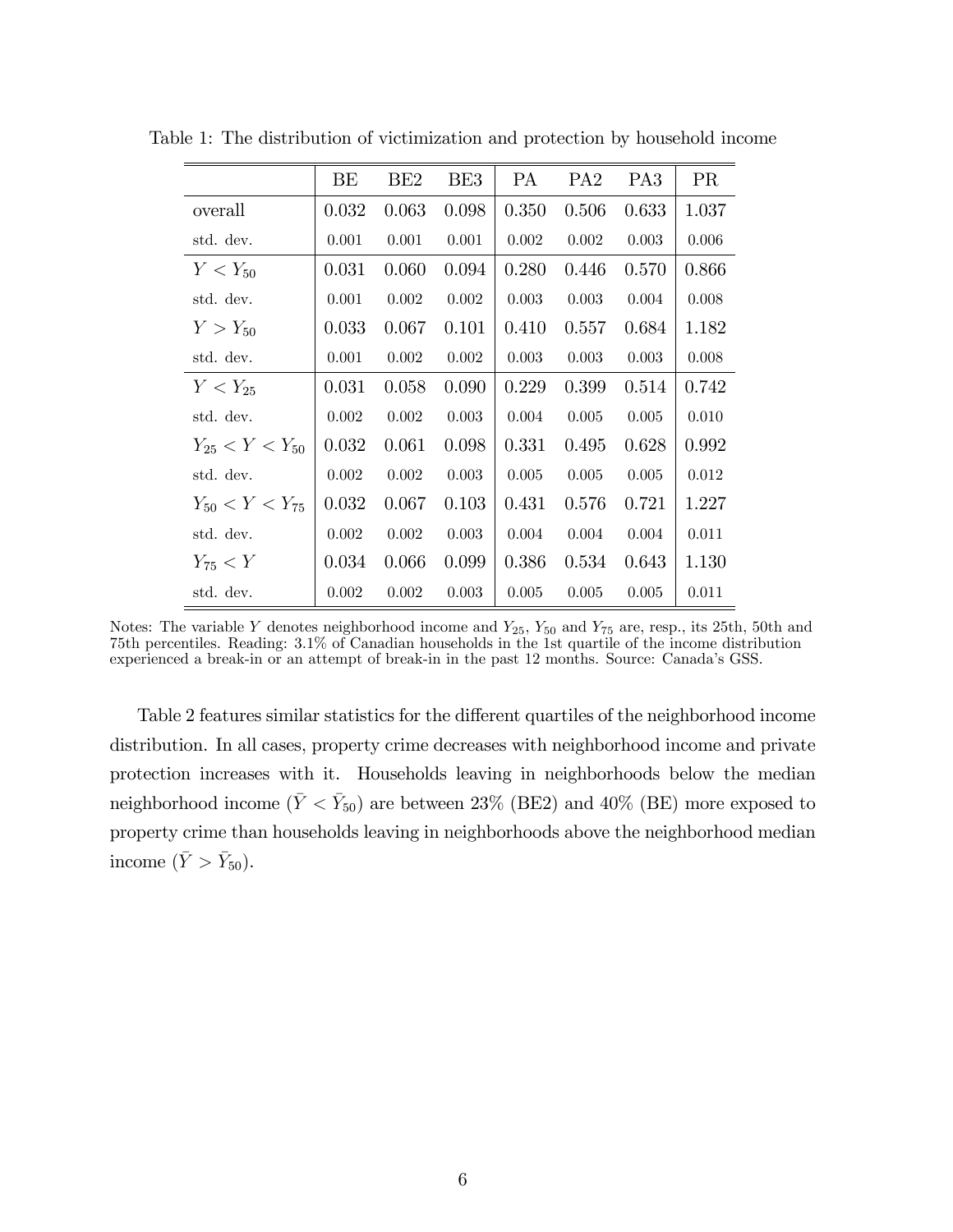Table 1: The distribution of victimization and protection by household income

| | BE | BE2 | BE3 | PA | PA2 | PA3 | PR |
|---|---|---|---|---|---|---|---|
| overall | 0.032 | 0.063 | 0.098 | 0.350 | 0.506 | 0.633 | 1.037 |
| std. dev. | 0.001 | 0.001 | 0.001 | 0.002 | 0.002 | 0.003 | 0.006 |
| $Y < Y_{50}$ | 0.031 | 0.060 | 0.094 | 0.280 | 0.446 | 0.570 | 0.866 |
| std. dev. | 0.001 | 0.002 | 0.002 | 0.003 | 0.003 | 0.004 | 0.008 |
| $Y > Y_{50}$ | 0.033 | 0.067 | 0.101 | 0.410 | 0.557 | 0.684 | 1.182 |
| std. dev. | 0.001 | 0.002 | 0.002 | 0.003 | 0.003 | 0.003 | 0.008 |
| $Y < Y_{25}$ | 0.031 | 0.058 | 0.090 | 0.229 | 0.399 | 0.514 | 0.742 |
| std. dev. | 0.002 | 0.002 | 0.003 | 0.004 | 0.005 | 0.005 | 0.010 |
| $Y_{25} < Y < Y_{50}$ | 0.032 | 0.061 | 0.098 | 0.331 | 0.495 | 0.628 | 0.992 |
| std. dev. | 0.002 | 0.002 | 0.003 | 0.005 | 0.005 | 0.005 | 0.012 |
| $Y_{50} < Y < Y_{75}$ | 0.032 | 0.067 | 0.103 | 0.431 | 0.576 | 0.721 | 1.227 |
| std. dev. | 0.002 | 0.002 | 0.003 | 0.004 | 0.004 | 0.004 | 0.011 |
| $Y_{75} < Y$ | 0.034 | 0.066 | 0.099 | 0.386 | 0.534 | 0.643 | 1.130 |
| std. dev. | 0.002 | 0.002 | 0.003 | 0.005 | 0.005 | 0.005 | 0.011 |

Notes: The variable $Y$ denotes neighborhood income and $Y_{25}$, $Y_{50}$ and $Y_{75}$ are, resp., its 25th, 50th and 75th percentiles. Reading: 3.1% of Canadian households in the 1st quartile of the income distribution experienced a break-in or an attempt of break-in in the past 12 months. Source: Canada's GSS.

Table 2 features similar statistics for the different quartiles of the neighborhood income distribution. In all cases, property crime decreases with neighborhood income and private protection increases with it. Households leaving in neighborhoods below the median neighborhood income ($\bar{Y} < \bar{Y}_{50}$) are between 23% (BE2) and 40% (BE) more exposed to property crime than households leaving in neighborhoods above the neighborhood median income ($\bar{Y} > \bar{Y}_{50}$).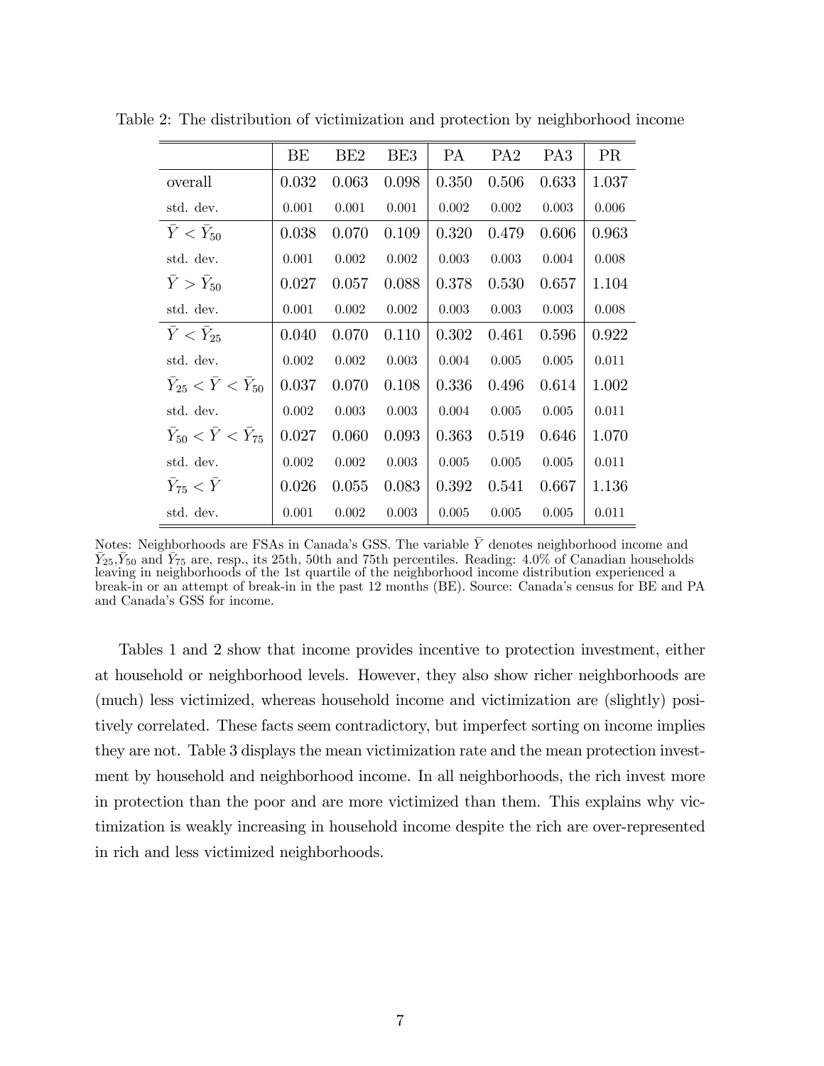Table 2: The distribution of victimization and protection by neighborhood income

| | BE | BE2 | BE3 | PA | PA2 | PA3 | PR |
|---|---|---|---|---|---|---|---|
| overall | 0.032 | 0.063 | 0.098 | 0.350 | 0.506 | 0.633 | 1.037 |
| std. dev. | 0.001 | 0.001 | 0.001 | 0.002 | 0.002 | 0.003 | 0.006 |
| $\bar{Y} < \bar{Y}_{50}$ | 0.038 | 0.070 | 0.109 | 0.320 | 0.479 | 0.606 | 0.963 |
| std. dev. | 0.001 | 0.002 | 0.002 | 0.003 | 0.003 | 0.004 | 0.008 |
| $\bar{Y} > \bar{Y}_{50}$ | 0.027 | 0.057 | 0.088 | 0.378 | 0.530 | 0.657 | 1.104 |
| std. dev. | 0.001 | 0.002 | 0.002 | 0.003 | 0.003 | 0.003 | 0.008 |
| $\bar{Y} < \bar{Y}_{25}$ | 0.040 | 0.070 | 0.110 | 0.302 | 0.461 | 0.596 | 0.922 |
| std. dev. | 0.002 | 0.002 | 0.003 | 0.004 | 0.005 | 0.005 | 0.011 |
| $\bar{Y}_{25} < \bar{Y} < \bar{Y}_{50}$ | 0.037 | 0.070 | 0.108 | 0.336 | 0.496 | 0.614 | 1.002 |
| std. dev. | 0.002 | 0.003 | 0.003 | 0.004 | 0.005 | 0.005 | 0.011 |
| $\bar{Y}_{50} < \bar{Y} < \bar{Y}_{75}$ | 0.027 | 0.060 | 0.093 | 0.363 | 0.519 | 0.646 | 1.070 |
| std. dev. | 0.002 | 0.002 | 0.003 | 0.005 | 0.005 | 0.005 | 0.011 |
| $\bar{Y}_{75} < \bar{Y}$ | 0.026 | 0.055 | 0.083 | 0.392 | 0.541 | 0.667 | 1.136 |
| std. dev. | 0.001 | 0.002 | 0.003 | 0.005 | 0.005 | 0.005 | 0.011 |

Notes: Neighborhoods are FSAs in Canada's GSS. The variable $\bar{Y}$ denotes neighborhood income and $\bar{Y}_{25}$,$\bar{Y}_{50}$ and $\bar{Y}_{75}$ are, resp., its 25th, 50th and 75th percentiles. Reading: 4.0% of Canadian households leaving in neighborhoods of the 1st quartile of the neighborhood income distribution experienced a break-in or an attempt of break-in in the past 12 months (BE). Source: Canada's census for BE and PA and Canada's GSS for income.

Tables 1 and 2 show that income provides incentive to protection investment, either at household or neighborhood levels. However, they also show richer neighborhoods are (much) less victimized, whereas household income and victimization are (slightly) positively correlated. These facts seem contradictory, but imperfect sorting on income implies they are not. Table 3 displays the mean victimization rate and the mean protection investment by household and neighborhood income. In all neighborhoods, the rich invest more in protection than the poor and are more victimized than them. This explains why victimization is weakly increasing in household income despite the rich are over-represented in rich and less victimized neighborhoods.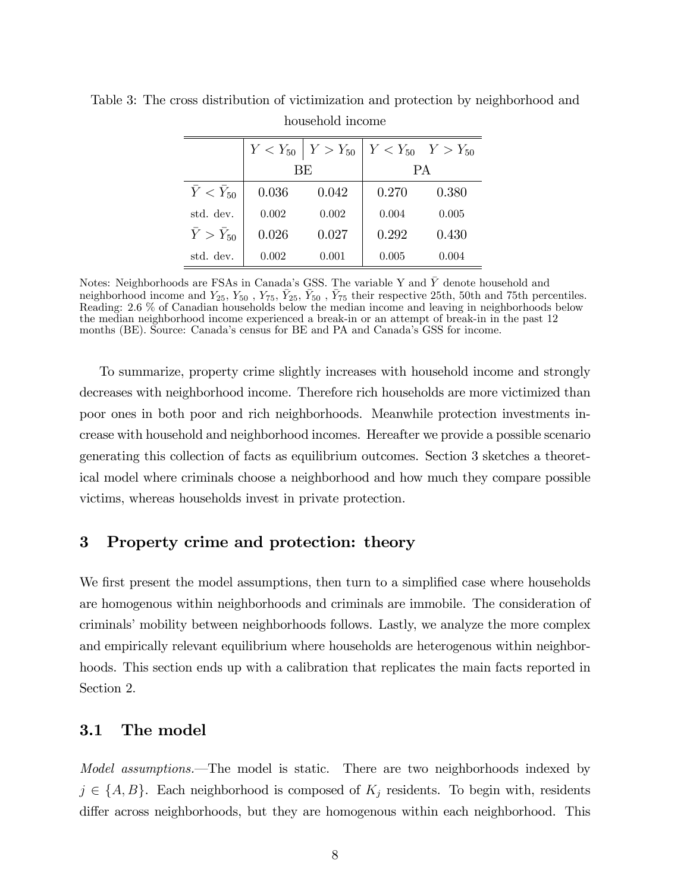Table 3: The cross distribution of victimization and protection by neighborhood and household income

| | $Y < Y_{50}$ | $Y > Y_{50}$ | $Y < Y_{50}$ | $Y > Y_{50}$ |
|---|---|---|---|---|
| | BE | | PA | |
| $\bar{Y} < \bar{Y}_{50}$ | 0.036 | 0.042 | 0.270 | 0.380 |
| std. dev. | 0.002 | 0.002 | 0.004 | 0.005 |
| $\bar{Y} > \bar{Y}_{50}$ | 0.026 | 0.027 | 0.292 | 0.430 |
| std. dev. | 0.002 | 0.001 | 0.005 | 0.004 |

Notes: Neighborhoods are FSAs in Canada's GSS. The variable Y and $\bar{Y}$ denote household and neighborhood income and $Y_{25}$, $Y_{50}$ , $Y_{75}$, $\bar{Y}_{25}$, $\bar{Y}_{50}$ , $\bar{Y}_{75}$ their respective 25th, 50th and 75th percentiles. Reading: 2.6 % of Canadian households below the median income and leaving in neighborhoods below the median neighborhood income experienced a break-in or an attempt of break-in in the past 12 months (BE). Source: Canada's census for BE and PA and Canada's GSS for income.

To summarize, property crime slightly increases with household income and strongly decreases with neighborhood income. Therefore rich households are more victimized than poor ones in both poor and rich neighborhoods. Meanwhile protection investments increase with household and neighborhood incomes. Hereafter we provide a possible scenario generating this collection of facts as equilibrium outcomes. Section 3 sketches a theoretical model where criminals choose a neighborhood and how much they compare possible victims, whereas households invest in private protection.

## 3 Property crime and protection: theory

We first present the model assumptions, then turn to a simplified case where households are homogenous within neighborhoods and criminals are immobile. The consideration of criminals' mobility between neighborhoods follows. Lastly, we analyze the more complex and empirically relevant equilibrium where households are heterogenous within neighborhoods. This section ends up with a calibration that replicates the main facts reported in Section 2.

### 3.1 The model

*Model assumptions.*—The model is static. There are two neighborhoods indexed by $j \in \{A, B\}$. Each neighborhood is composed of $K_j$ residents. To begin with, residents differ across neighborhoods, but they are homogenous within each neighborhood. This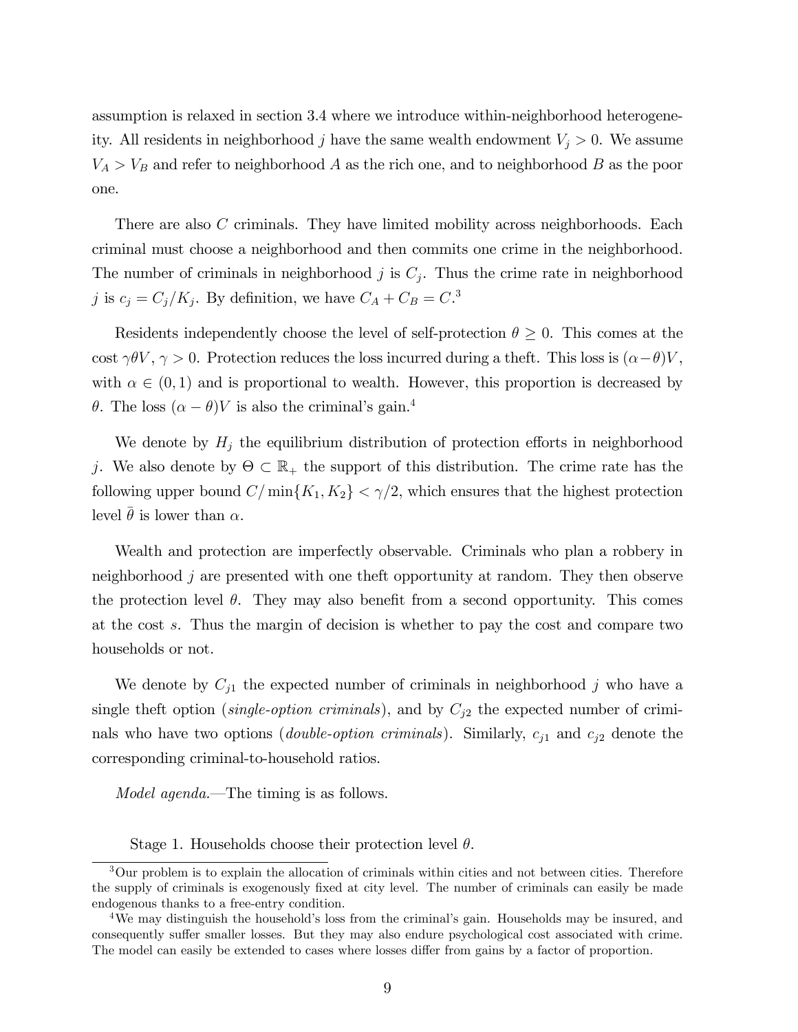assumption is relaxed in section 3.4 where we introduce within-neighborhood heterogeneity. All residents in neighborhood $j$ have the same wealth endowment $V_j > 0$. We assume $V_A > V_B$ and refer to neighborhood $A$ as the rich one, and to neighborhood $B$ as the poor one.

There are also $C$ criminals. They have limited mobility across neighborhoods. Each criminal must choose a neighborhood and then commits one crime in the neighborhood. The number of criminals in neighborhood $j$ is $C_j$. Thus the crime rate in neighborhood $j$ is $c_j = C_j/K_j$. By definition, we have $C_A + C_B = C$.[3]

Residents independently choose the level of self-protection $\theta \geq 0$. This comes at the cost $\gamma\theta V$, $\gamma > 0$. Protection reduces the loss incurred during a theft. This loss is $(\alpha - \theta)V$, with $\alpha \in (0, 1)$ and is proportional to wealth. However, this proportion is decreased by $\theta$. The loss $(\alpha - \theta)V$ is also the criminal's gain.[4]

We denote by $H_j$ the equilibrium distribution of protection efforts in neighborhood $j$. We also denote by $\Theta \subset \mathbb{R}_+$ the support of this distribution. The crime rate has the following upper bound $C/\min\{K_1, K_2\} < \gamma/2$, which ensures that the highest protection level $\bar{\theta}$ is lower than $\alpha$.

Wealth and protection are imperfectly observable. Criminals who plan a robbery in neighborhood $j$ are presented with one theft opportunity at random. They then observe the protection level $\theta$. They may also benefit from a second opportunity. This comes at the cost $s$. Thus the margin of decision is whether to pay the cost and compare two households or not.

We denote by $C_{j1}$ the expected number of criminals in neighborhood $j$ who have a single theft option (*single-option criminals*), and by $C_{j2}$ the expected number of criminals who have two options (*double-option criminals*). Similarly, $c_{j1}$ and $c_{j2}$ denote the corresponding criminal-to-household ratios.

*Model agenda.*—The timing is as follows.

Stage 1. Households choose their protection level $\theta$.

[3] Our problem is to explain the allocation of criminals within cities and not between cities. Therefore the supply of criminals is exogenously fixed at city level. The number of criminals can easily be made endogenous thanks to a free-entry condition.

[4] We may distinguish the household's loss from the criminal's gain. Households may be insured, and consequently suffer smaller losses. But they may also endure psychological cost associated with crime. The model can easily be extended to cases where losses differ from gains by a factor of proportion.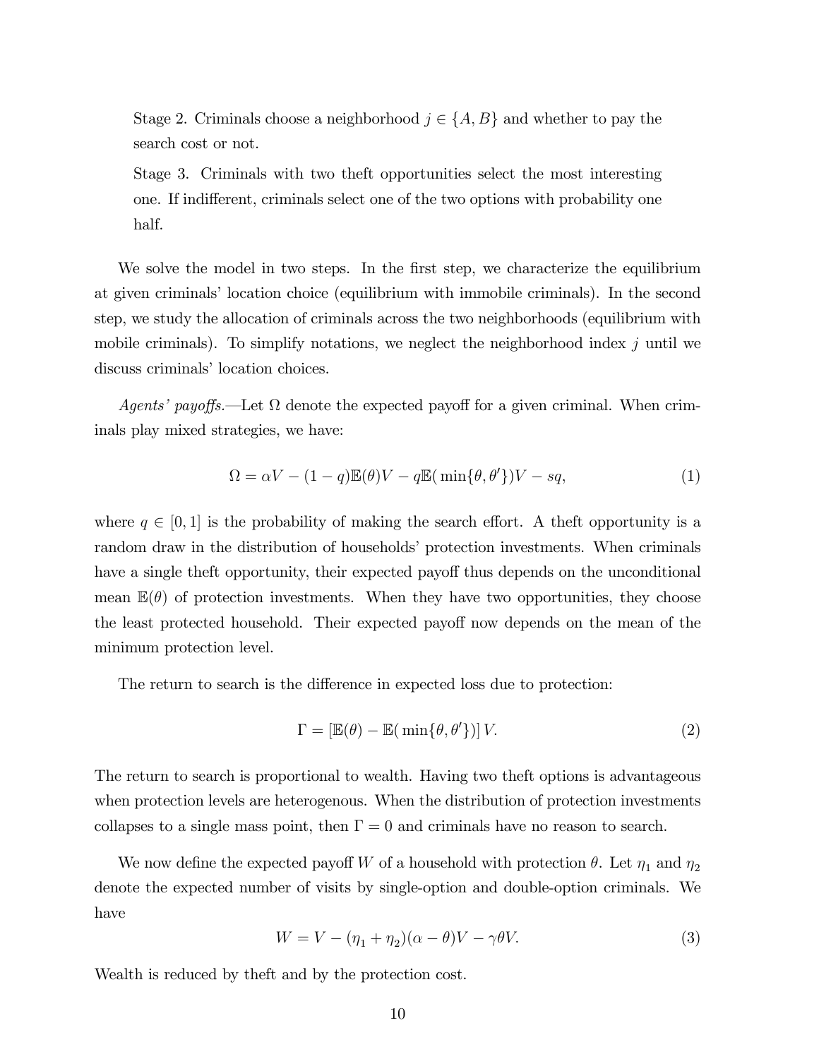Stage 2. Criminals choose a neighborhood $j \in \{A, B\}$ and whether to pay the search cost or not.

Stage 3. Criminals with two theft opportunities select the most interesting one. If indifferent, criminals select one of the two options with probability one half.

We solve the model in two steps. In the first step, we characterize the equilibrium at given criminals' location choice (equilibrium with immobile criminals). In the second step, we study the allocation of criminals across the two neighborhoods (equilibrium with mobile criminals). To simplify notations, we neglect the neighborhood index $j$ until we discuss criminals' location choices.

*Agents' payoffs.*—Let $\Omega$ denote the expected payoff for a given criminal. When criminals play mixed strategies, we have:

$$\Omega = \alpha V - (1-q)\mathbb{E}(\theta)V - q\mathbb{E}(\min\{\theta, \theta'\})V - sq, \tag{1}$$

where $q \in [0, 1]$ is the probability of making the search effort. A theft opportunity is a random draw in the distribution of households' protection investments. When criminals have a single theft opportunity, their expected payoff thus depends on the unconditional mean $\mathbb{E}(\theta)$ of protection investments. When they have two opportunities, they choose the least protected household. Their expected payoff now depends on the mean of the minimum protection level.

The return to search is the difference in expected loss due to protection:

$$\Gamma = \left[\mathbb{E}(\theta) - \mathbb{E}(\min\{\theta, \theta'\})\right] V. \tag{2}$$

The return to search is proportional to wealth. Having two theft options is advantageous when protection levels are heterogenous. When the distribution of protection investments collapses to a single mass point, then $\Gamma = 0$ and criminals have no reason to search.

We now define the expected payoff $W$ of a household with protection $\theta$. Let $\eta_1$ and $\eta_2$ denote the expected number of visits by single-option and double-option criminals. We have

$$W = V - (\eta_1 + \eta_2)(\alpha - \theta)V - \gamma\theta V. \tag{3}$$

Wealth is reduced by theft and by the protection cost.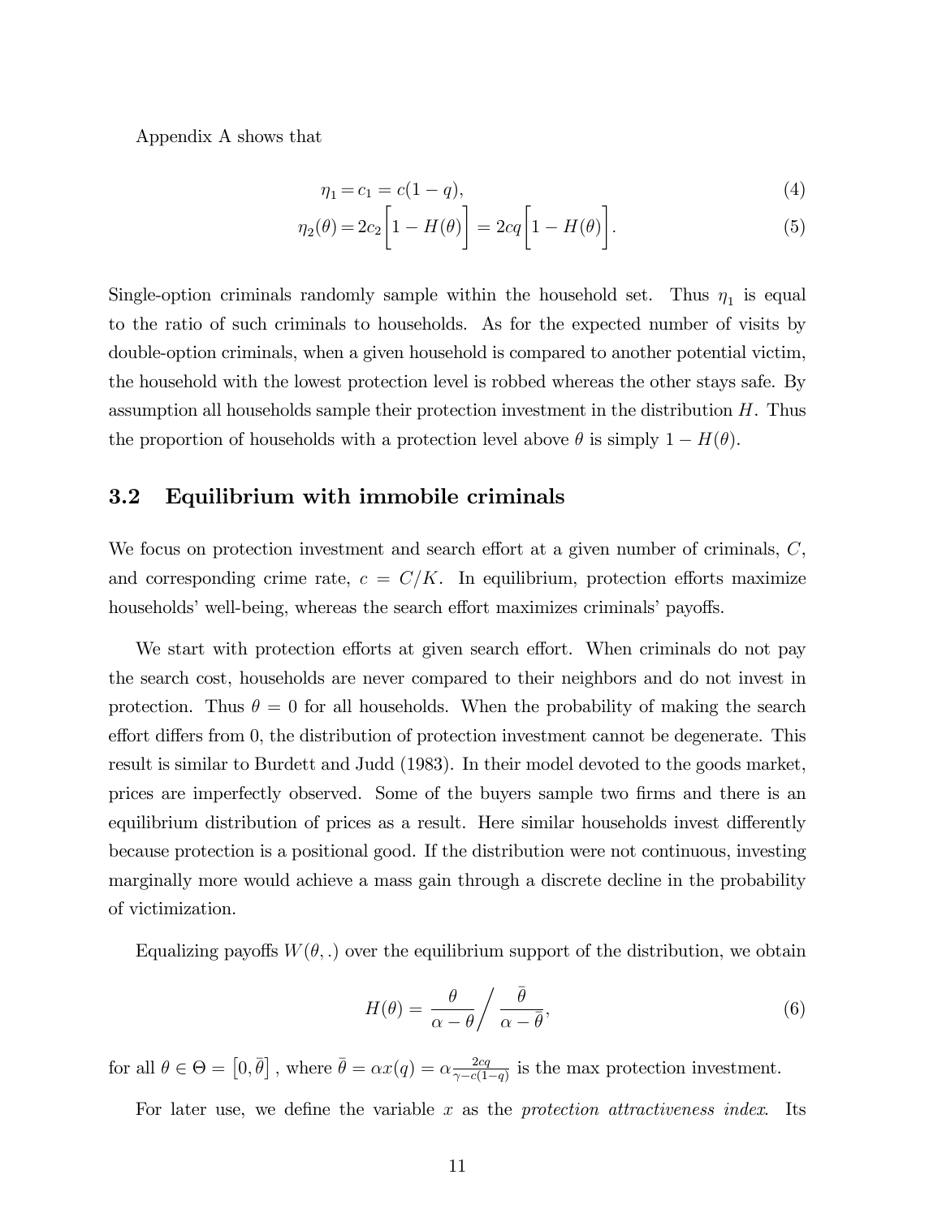Appendix A shows that

$$\eta_1 = c_1 = c(1-q), \tag{4}$$

$$\eta_2(\theta) = 2c_2\Big[1 - H(\theta)\Big] = 2cq\Big[1 - H(\theta)\Big]. \tag{5}$$

Single-option criminals randomly sample within the household set. Thus $\eta_1$ is equal to the ratio of such criminals to households. As for the expected number of visits by double-option criminals, when a given household is compared to another potential victim, the household with the lowest protection level is robbed whereas the other stays safe. By assumption all households sample their protection investment in the distribution $H$. Thus the proportion of households with a protection level above $\theta$ is simply $1 - H(\theta)$.

## 3.2 Equilibrium with immobile criminals

We focus on protection investment and search effort at a given number of criminals, $C$, and corresponding crime rate, $c = C/K$. In equilibrium, protection efforts maximize households' well-being, whereas the search effort maximizes criminals' payoffs.

We start with protection efforts at given search effort. When criminals do not pay the search cost, households are never compared to their neighbors and do not invest in protection. Thus $\theta = 0$ for all households. When the probability of making the search effort differs from 0, the distribution of protection investment cannot be degenerate. This result is similar to Burdett and Judd (1983). In their model devoted to the goods market, prices are imperfectly observed. Some of the buyers sample two firms and there is an equilibrium distribution of prices as a result. Here similar households invest differently because protection is a positional good. If the distribution were not continuous, investing marginally more would achieve a mass gain through a discrete decline in the probability of victimization.

Equalizing payoffs $W(\theta,.)$ over the equilibrium support of the distribution, we obtain

$$H(\theta) = \frac{\theta}{\alpha - \theta} \Big/ \frac{\bar{\theta}}{\alpha - \bar{\theta}}, \tag{6}$$

for all $\theta \in \Theta = \big[0, \bar{\theta}\big]$, where $\bar{\theta} = \alpha x(q) = \alpha \frac{2cq}{\gamma - c(1-q)}$ is the max protection investment.

For later use, we define the variable $x$ as the *protection attractiveness index*. Its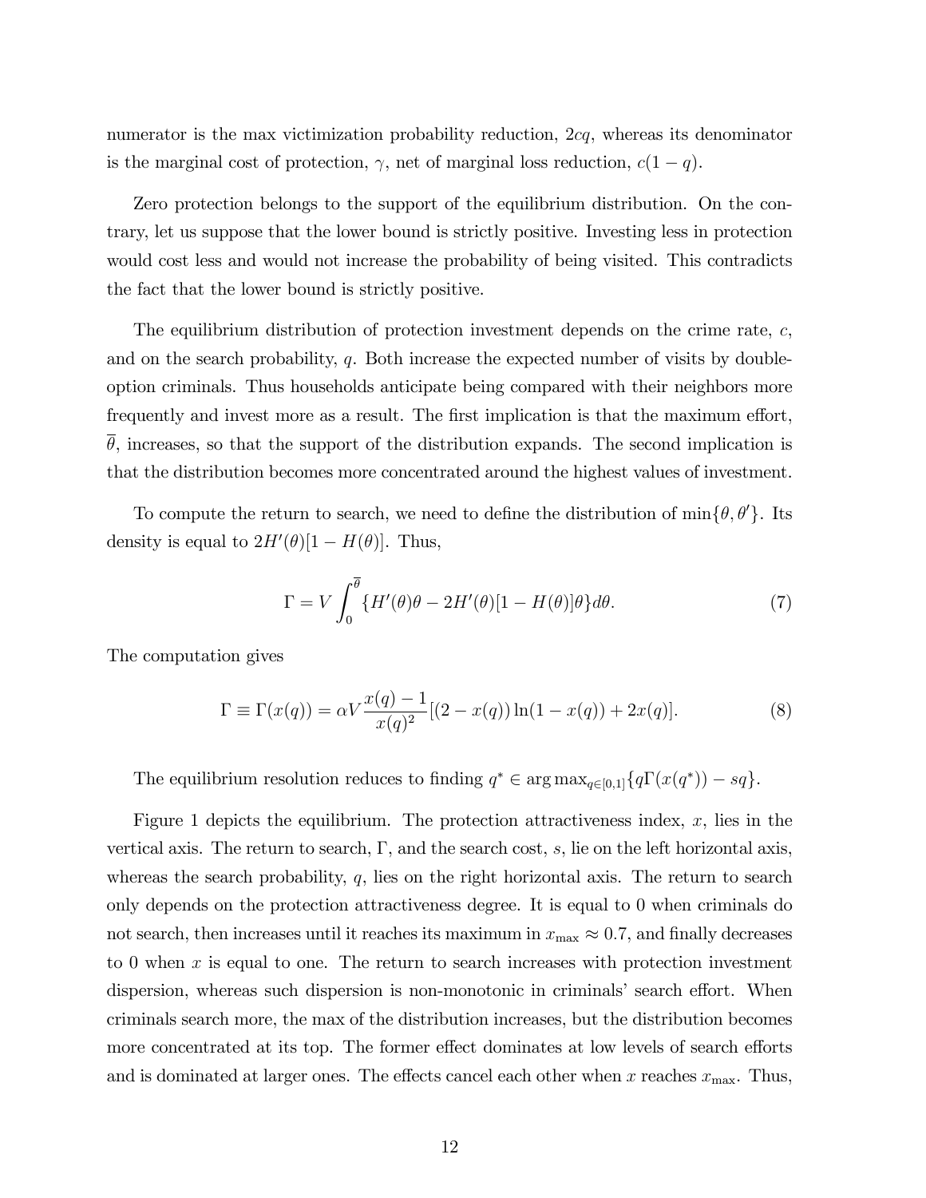numerator is the max victimization probability reduction, $2cq$, whereas its denominator is the marginal cost of protection, $\gamma$, net of marginal loss reduction, $c(1-q)$.

Zero protection belongs to the support of the equilibrium distribution. On the contrary, let us suppose that the lower bound is strictly positive. Investing less in protection would cost less and would not increase the probability of being visited. This contradicts the fact that the lower bound is strictly positive.

The equilibrium distribution of protection investment depends on the crime rate, $c$, and on the search probability, $q$. Both increase the expected number of visits by double-option criminals. Thus households anticipate being compared with their neighbors more frequently and invest more as a result. The first implication is that the maximum effort, $\overline{\theta}$, increases, so that the support of the distribution expands. The second implication is that the distribution becomes more concentrated around the highest values of investment.

To compute the return to search, we need to define the distribution of $\min\{\theta, \theta'\}$. Its density is equal to $2H'(\theta)[1-H(\theta)]$. Thus,

$$\Gamma = V \int_0^{\overline{\theta}} \{H'(\theta)\theta - 2H'(\theta)[1-H(\theta)]\theta\} d\theta. \tag{7}$$

The computation gives

$$\Gamma \equiv \Gamma(x(q)) = \alpha V \frac{x(q)-1}{x(q)^2}[(2-x(q))\ln(1-x(q)) + 2x(q)]. \tag{8}$$

The equilibrium resolution reduces to finding $q^* \in \arg\max_{q\in[0,1]}\{q\Gamma(x(q^*)) - sq\}$.

Figure 1 depicts the equilibrium. The protection attractiveness index, $x$, lies in the vertical axis. The return to search, $\Gamma$, and the search cost, $s$, lie on the left horizontal axis, whereas the search probability, $q$, lies on the right horizontal axis. The return to search only depends on the protection attractiveness degree. It is equal to 0 when criminals do not search, then increases until it reaches its maximum in $x_{\max} \approx 0.7$, and finally decreases to 0 when $x$ is equal to one. The return to search increases with protection investment dispersion, whereas such dispersion is non-monotonic in criminals' search effort. When criminals search more, the max of the distribution increases, but the distribution becomes more concentrated at its top. The former effect dominates at low levels of search efforts and is dominated at larger ones. The effects cancel each other when $x$ reaches $x_{\max}$. Thus,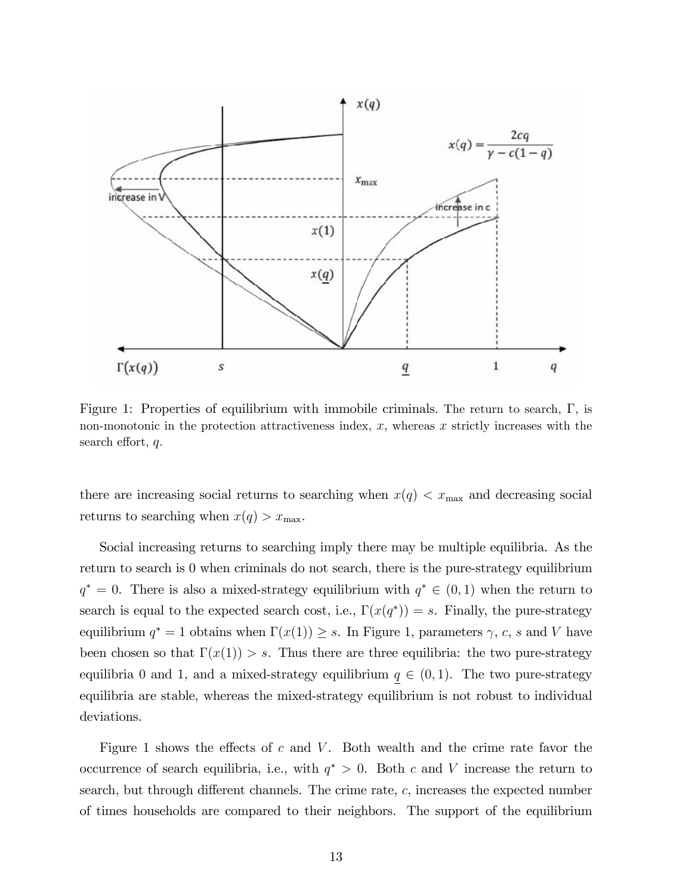Figure 1: Properties of equilibrium with immobile criminals. The return to search, $\Gamma$, is non-monotonic in the protection attractiveness index, $x$, whereas $x$ strictly increases with the search effort, $q$.

there are increasing social returns to searching when $x(q) < x_{\max}$ and decreasing social returns to searching when $x(q) > x_{\max}$.

Social increasing returns to searching imply there may be multiple equilibria. As the return to search is 0 when criminals do not search, there is the pure-strategy equilibrium $q^* = 0$. There is also a mixed-strategy equilibrium with $q^* \in (0, 1)$ when the return to search is equal to the expected search cost, i.e., $\Gamma(x(q^*)) = s$. Finally, the pure-strategy equilibrium $q^* = 1$ obtains when $\Gamma(x(1)) \geq s$. In Figure 1, parameters $\gamma$, $c$, $s$ and $V$ have been chosen so that $\Gamma(x(1)) > s$. Thus there are three equilibria: the two pure-strategy equilibria 0 and 1, and a mixed-strategy equilibrium $\underline{q} \in (0, 1)$. The two pure-strategy equilibria are stable, whereas the mixed-strategy equilibrium is not robust to individual deviations.

Figure 1 shows the effects of $c$ and $V$. Both wealth and the crime rate favor the occurrence of search equilibria, i.e., with $q^* > 0$. Both $c$ and $V$ increase the return to search, but through different channels. The crime rate, $c$, increases the expected number of times households are compared to their neighbors. The support of the equilibrium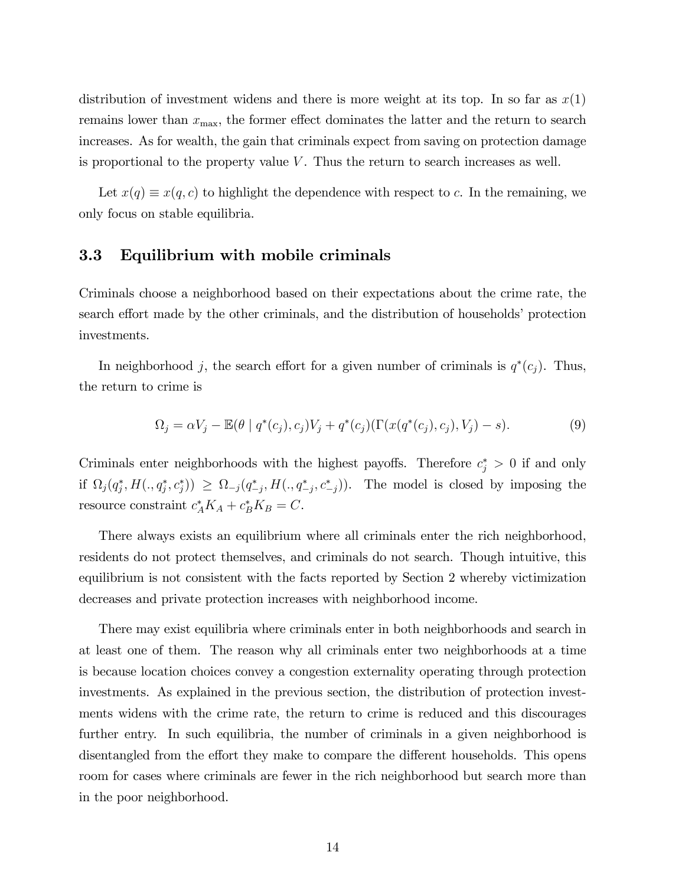distribution of investment widens and there is more weight at its top. In so far as $x(1)$ remains lower than $x_{\max}$, the former effect dominates the latter and the return to search increases. As for wealth, the gain that criminals expect from saving on protection damage is proportional to the property value $V$. Thus the return to search increases as well.

Let $x(q) \equiv x(q, c)$ to highlight the dependence with respect to $c$. In the remaining, we only focus on stable equilibria.

### 3.3 Equilibrium with mobile criminals

Criminals choose a neighborhood based on their expectations about the crime rate, the search effort made by the other criminals, and the distribution of households' protection investments.

In neighborhood $j$, the search effort for a given number of criminals is $q^*(c_j)$. Thus, the return to crime is

$$\Omega_j = \alpha V_j - \mathbb{E}(\theta \mid q^*(c_j), c_j)V_j + q^*(c_j)(\Gamma(x(q^*(c_j), c_j), V_j) - s). \tag{9}$$

Criminals enter neighborhoods with the highest payoffs. Therefore $c_j^* > 0$ if and only if $\Omega_j(q_j^*, H(., q_j^*, c_j^*)) \geq \Omega_{-j}(q_{-j}^*, H(., q_{-j}^*, c_{-j}^*))$. The model is closed by imposing the resource constraint $c_A^* K_A + c_B^* K_B = C$.

There always exists an equilibrium where all criminals enter the rich neighborhood, residents do not protect themselves, and criminals do not search. Though intuitive, this equilibrium is not consistent with the facts reported by Section 2 whereby victimization decreases and private protection increases with neighborhood income.

There may exist equilibria where criminals enter in both neighborhoods and search in at least one of them. The reason why all criminals enter two neighborhoods at a time is because location choices convey a congestion externality operating through protection investments. As explained in the previous section, the distribution of protection investments widens with the crime rate, the return to crime is reduced and this discourages further entry. In such equilibria, the number of criminals in a given neighborhood is disentangled from the effort they make to compare the different households. This opens room for cases where criminals are fewer in the rich neighborhood but search more than in the poor neighborhood.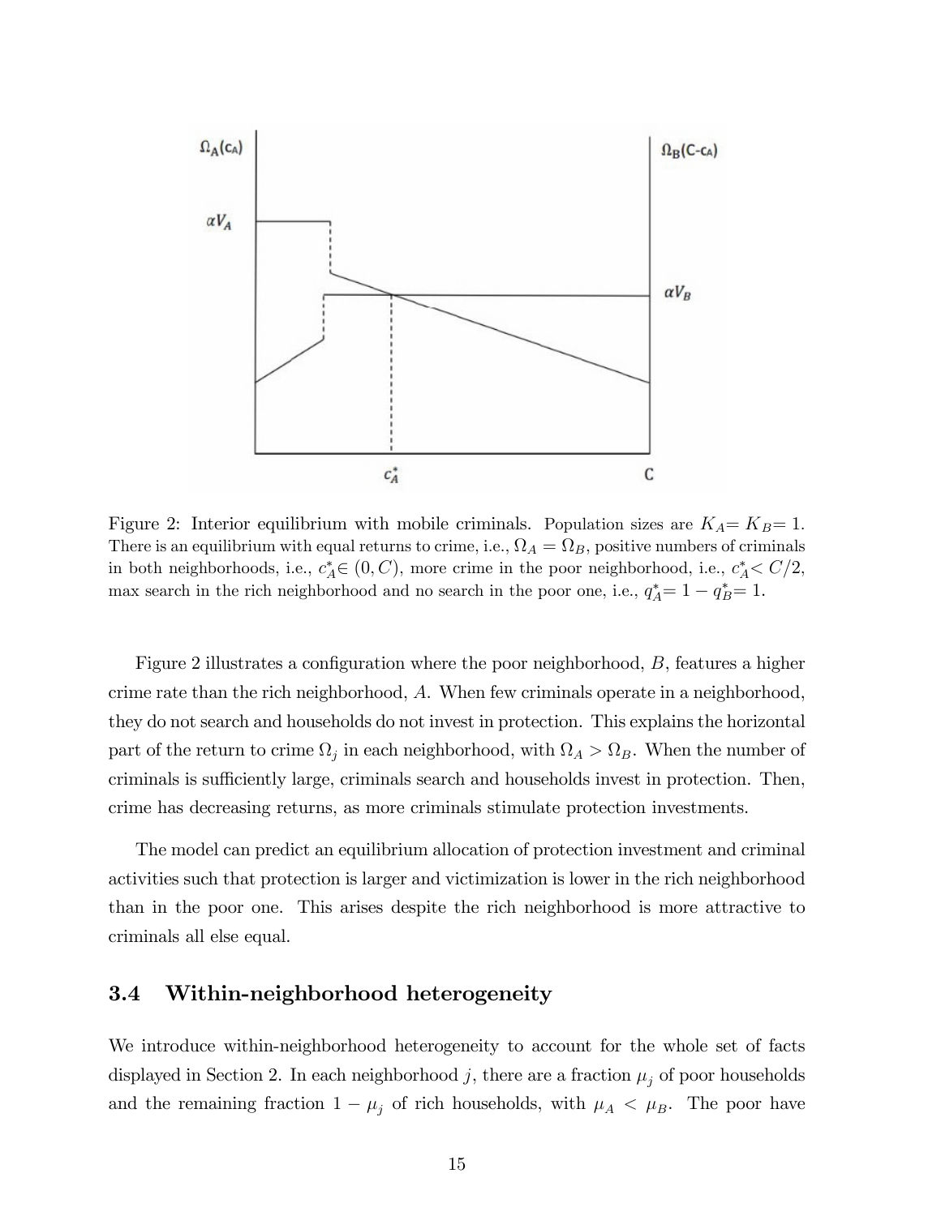Figure 2: Interior equilibrium with mobile criminals. Population sizes are $K_A = K_B = 1$. There is an equilibrium with equal returns to crime, i.e., $\Omega_A = \Omega_B$, positive numbers of criminals in both neighborhoods, i.e., $c_A^* \in (0, C)$, more crime in the poor neighborhood, i.e., $c_A^* < C/2$, max search in the rich neighborhood and no search in the poor one, i.e., $q_A^* = 1 - q_B^* = 1$.

Figure 2 illustrates a configuration where the poor neighborhood, $B$, features a higher crime rate than the rich neighborhood, $A$. When few criminals operate in a neighborhood, they do not search and households do not invest in protection. This explains the horizontal part of the return to crime $\Omega_j$ in each neighborhood, with $\Omega_A > \Omega_B$. When the number of criminals is sufficiently large, criminals search and households invest in protection. Then, crime has decreasing returns, as more criminals stimulate protection investments.

The model can predict an equilibrium allocation of protection investment and criminal activities such that protection is larger and victimization is lower in the rich neighborhood than in the poor one. This arises despite the rich neighborhood is more attractive to criminals all else equal.

### 3.4 Within-neighborhood heterogeneity

We introduce within-neighborhood heterogeneity to account for the whole set of facts displayed in Section 2. In each neighborhood $j$, there are a fraction $\mu_j$ of poor households and the remaining fraction $1 - \mu_j$ of rich households, with $\mu_A < \mu_B$. The poor have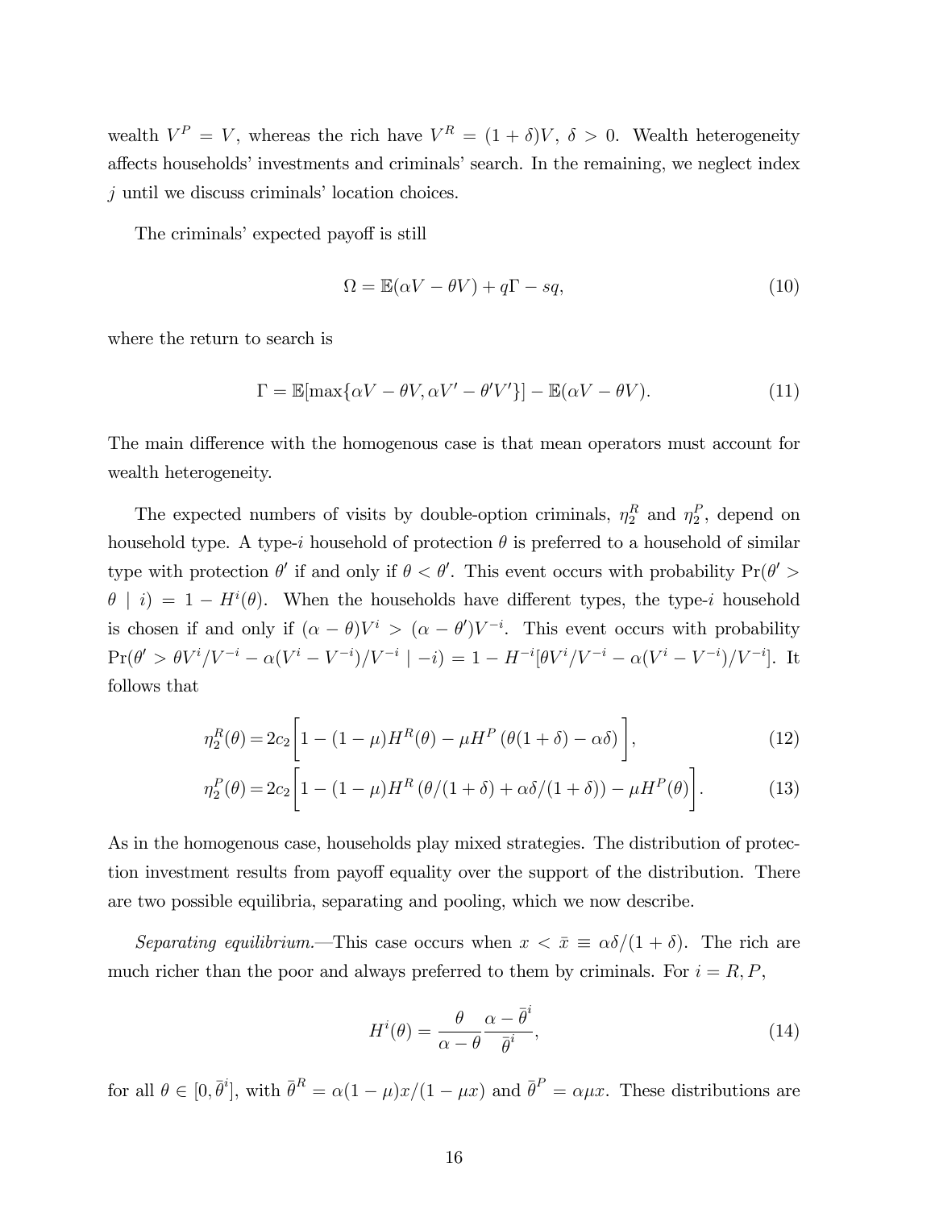wealth $V^P = V$, whereas the rich have $V^R = (1+\delta)V$, $\delta > 0$. Wealth heterogeneity affects households' investments and criminals' search. In the remaining, we neglect index $j$ until we discuss criminals' location choices.

The criminals' expected payoff is still

$$\Omega = \mathbb{E}(\alpha V - \theta V) + q\Gamma - sq, \tag{10}$$

where the return to search is

$$\Gamma = \mathbb{E}[\max\{\alpha V - \theta V, \alpha V' - \theta' V'\}] - \mathbb{E}(\alpha V - \theta V). \tag{11}$$

The main difference with the homogenous case is that mean operators must account for wealth heterogeneity.

The expected numbers of visits by double-option criminals, $\eta_2^R$ and $\eta_2^P$, depend on household type. A type-$i$ household of protection $\theta$ is preferred to a household of similar type with protection $\theta'$ if and only if $\theta < \theta'$. This event occurs with probability $\Pr(\theta' > \theta \mid i) = 1 - H^i(\theta)$. When the households have different types, the type-$i$ household is chosen if and only if $(\alpha - \theta)V^i > (\alpha - \theta')V^{-i}$. This event occurs with probability $\Pr(\theta' > \theta V^i/V^{-i} - \alpha(V^i - V^{-i})/V^{-i} \mid -i) = 1 - H^{-i}[\theta V^i/V^{-i} - \alpha(V^i - V^{-i})/V^{-i}]$. It follows that

$$\eta_2^R(\theta) = 2c_2\left[1 - (1-\mu)H^R(\theta) - \mu H^P\left(\theta(1+\delta) - \alpha\delta\right)\right], \tag{12}$$

$$\eta_2^P(\theta) = 2c_2\left[1 - (1-\mu)H^R\left(\theta/(1+\delta) + \alpha\delta/(1+\delta)\right) - \mu H^P(\theta)\right]. \tag{13}$$

As in the homogenous case, households play mixed strategies. The distribution of protection investment results from payoff equality over the support of the distribution. There are two possible equilibria, separating and pooling, which we now describe.

*Separating equilibrium.*—This case occurs when $x < \bar{x} \equiv \alpha\delta/(1+\delta)$. The rich are much richer than the poor and always preferred to them by criminals. For $i = R, P$,

$$H^i(\theta) = \frac{\theta}{\alpha - \theta}\frac{\alpha - \bar{\theta}^i}{\bar{\theta}^i}, \tag{14}$$

for all $\theta \in [0, \bar{\theta}^i]$, with $\bar{\theta}^R = \alpha(1-\mu)x/(1-\mu x)$ and $\bar{\theta}^P = \alpha\mu x$. These distributions are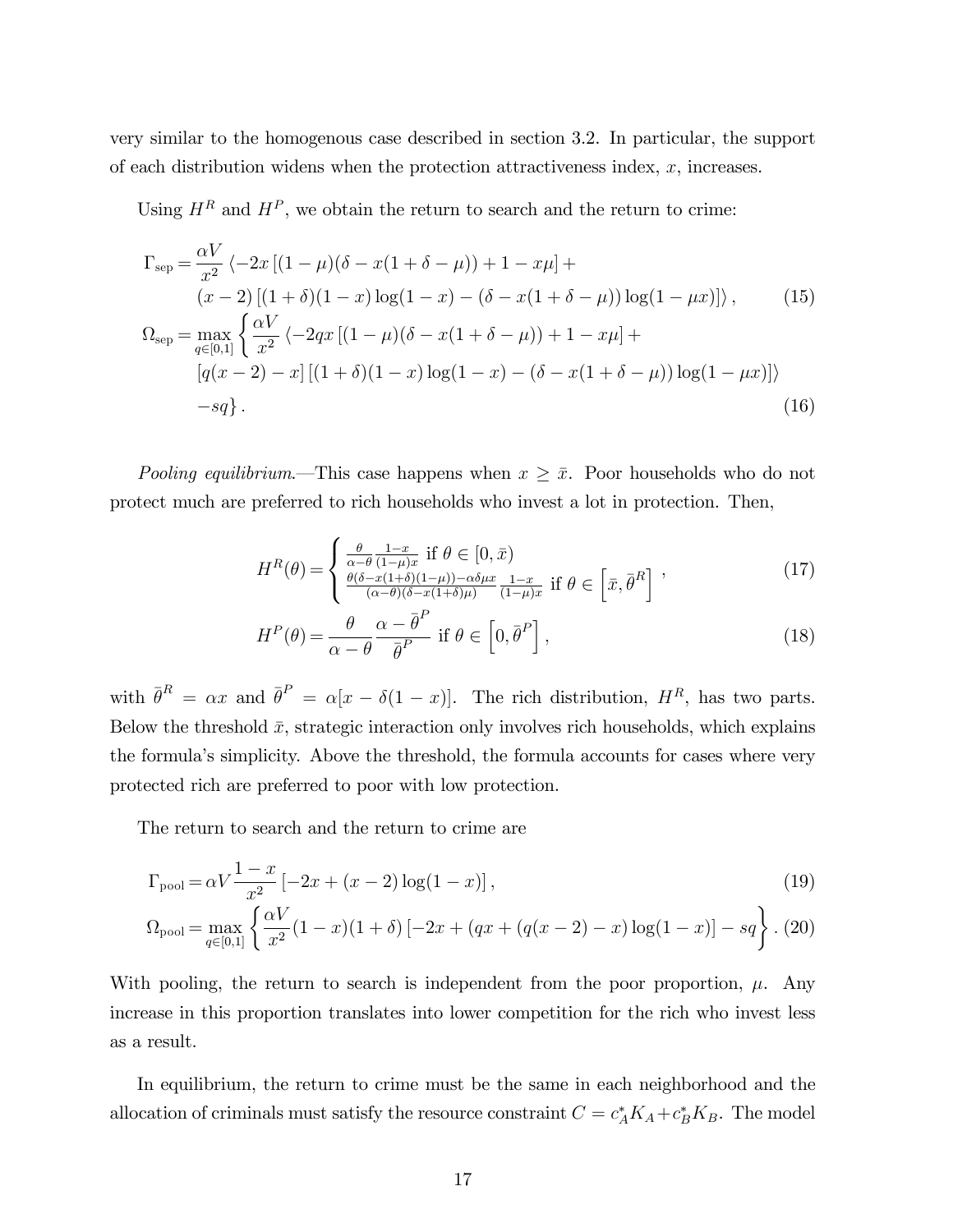very similar to the homogenous case described in section 3.2. In particular, the support of each distribution widens when the protection attractiveness index, $x$, increases.

Using $H^R$ and $H^P$, we obtain the return to search and the return to crime:

$$
\begin{aligned}
\Gamma_{\text{sep}} = & \frac{\alpha V}{x^2} \langle -2x\left[(1-\mu)(\delta - x(1+\delta-\mu)) + 1 - x\mu\right] + \\
& (x-2)\left[(1+\delta)(1-x)\log(1-x) - (\delta - x(1+\delta-\mu))\log(1-\mu x)\right] \rangle , \qquad (15) \\
\Omega_{\text{sep}} = & \max_{q\in[0,1]} \left\{ \frac{\alpha V}{x^2} \langle -2qx\left[(1-\mu)(\delta - x(1+\delta-\mu)) + 1 - x\mu\right] + \right. \\
& \left[q(x-2) - x\right]\left[(1+\delta)(1-x)\log(1-x) - (\delta - x(1+\delta-\mu))\log(1-\mu x)\right] \rangle \\
& \left. -sq \right\} . \qquad (16)
\end{aligned}
$$

*Pooling equilibrium.*—This case happens when $x \geq \bar{x}$. Poor households who do not protect much are preferred to rich households who invest a lot in protection. Then,

$$
H^R(\theta) = \begin{cases} \frac{\theta}{\alpha-\theta}\frac{1-x}{(1-\mu)x} \text{ if } \theta \in [0, \bar{x}) \\ \frac{\theta(\delta - x(1+\delta)(1-\mu)) - \alpha\delta\mu x}{(\alpha-\theta)(\delta - x(1+\delta)\mu)}\frac{1-x}{(1-\mu)x} \text{ if } \theta \in \left[\bar{x}, \bar{\theta}^R\right] \end{cases} , \qquad (17)
$$

$$
H^P(\theta) = \frac{\theta}{\alpha-\theta}\frac{\alpha - \bar{\theta}^P}{\bar{\theta}^P} \text{ if } \theta \in \left[0, \bar{\theta}^P\right] , \qquad (18)
$$

with $\bar{\theta}^R = \alpha x$ and $\bar{\theta}^P = \alpha[x - \delta(1-x)]$. The rich distribution, $H^R$, has two parts. Below the threshold $\bar{x}$, strategic interaction only involves rich households, which explains the formula's simplicity. Above the threshold, the formula accounts for cases where very protected rich are preferred to poor with low protection.

The return to search and the return to crime are

$$
\Gamma_{\text{pool}} = \alpha V \frac{1-x}{x^2}\left[-2x + (x-2)\log(1-x)\right] , \qquad (19)
$$

$$
\Omega_{\text{pool}} = \max_{q\in[0,1]} \left\{ \frac{\alpha V}{x^2}(1-x)(1+\delta)\left[-2x + (qx + (q(x-2) - x)\log(1-x)\right] - sq \right\} . \qquad (20)
$$

With pooling, the return to search is independent from the poor proportion, $\mu$. Any increase in this proportion translates into lower competition for the rich who invest less as a result.

In equilibrium, the return to crime must be the same in each neighborhood and the allocation of criminals must satisfy the resource constraint $C = c_A^* K_A + c_B^* K_B$. The model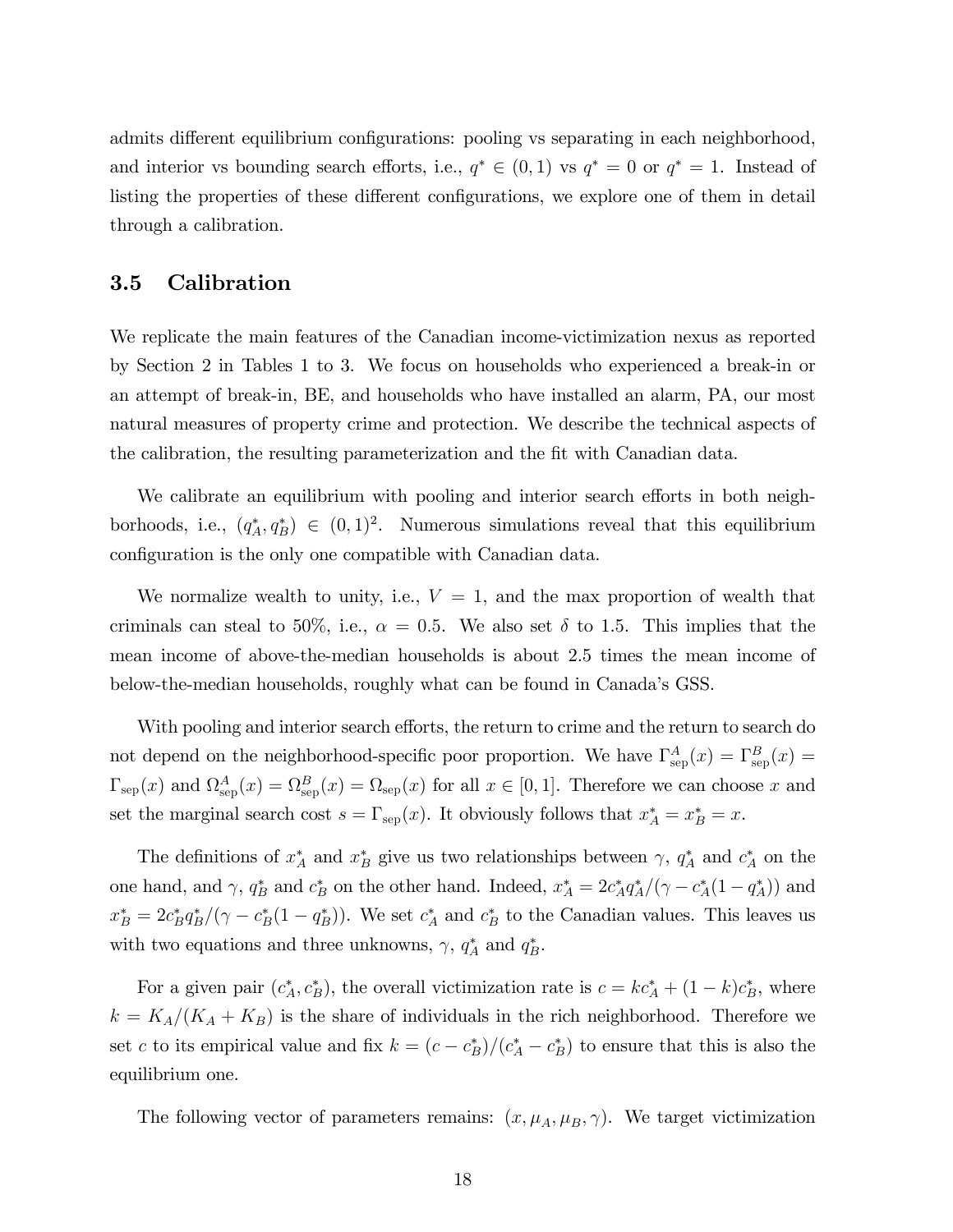admits different equilibrium configurations: pooling vs separating in each neighborhood, and interior vs bounding search efforts, i.e., $q^* \in (0,1)$ vs $q^* = 0$ or $q^* = 1$. Instead of listing the properties of these different configurations, we explore one of them in detail through a calibration.

## 3.5 Calibration

We replicate the main features of the Canadian income-victimization nexus as reported by Section 2 in Tables 1 to 3. We focus on households who experienced a break-in or an attempt of break-in, BE, and households who have installed an alarm, PA, our most natural measures of property crime and protection. We describe the technical aspects of the calibration, the resulting parameterization and the fit with Canadian data.

We calibrate an equilibrium with pooling and interior search efforts in both neighborhoods, i.e., $(q_A^*, q_B^*) \in (0,1)^2$. Numerous simulations reveal that this equilibrium configuration is the only one compatible with Canadian data.

We normalize wealth to unity, i.e., $V = 1$, and the max proportion of wealth that criminals can steal to 50%, i.e., $\alpha = 0.5$. We also set $\delta$ to 1.5. This implies that the mean income of above-the-median households is about 2.5 times the mean income of below-the-median households, roughly what can be found in Canada's GSS.

With pooling and interior search efforts, the return to crime and the return to search do not depend on the neighborhood-specific poor proportion. We have $\Gamma^A_{\text{sep}}(x) = \Gamma^B_{\text{sep}}(x) = \Gamma_{\text{sep}}(x)$ and $\Omega^A_{\text{sep}}(x) = \Omega^B_{\text{sep}}(x) = \Omega_{\text{sep}}(x)$ for all $x \in [0,1]$. Therefore we can choose $x$ and set the marginal search cost $s = \Gamma_{\text{sep}}(x)$. It obviously follows that $x_A^* = x_B^* = x$.

The definitions of $x_A^*$ and $x_B^*$ give us two relationships between $\gamma$, $q_A^*$ and $c_A^*$ on the one hand, and $\gamma$, $q_B^*$ and $c_B^*$ on the other hand. Indeed, $x_A^* = 2c_A^* q_A^* / (\gamma - c_A^*(1 - q_A^*))$ and $x_B^* = 2c_B^* q_B^* / (\gamma - c_B^*(1 - q_B^*))$. We set $c_A^*$ and $c_B^*$ to the Canadian values. This leaves us with two equations and three unknowns, $\gamma$, $q_A^*$ and $q_B^*$.

For a given pair $(c_A^*, c_B^*)$, the overall victimization rate is $c = kc_A^* + (1-k)c_B^*$, where $k = K_A/(K_A + K_B)$ is the share of individuals in the rich neighborhood. Therefore we set $c$ to its empirical value and fix $k = (c - c_B^*)/(c_A^* - c_B^*)$ to ensure that this is also the equilibrium one.

The following vector of parameters remains: $(x, \mu_A, \mu_B, \gamma)$. We target victimization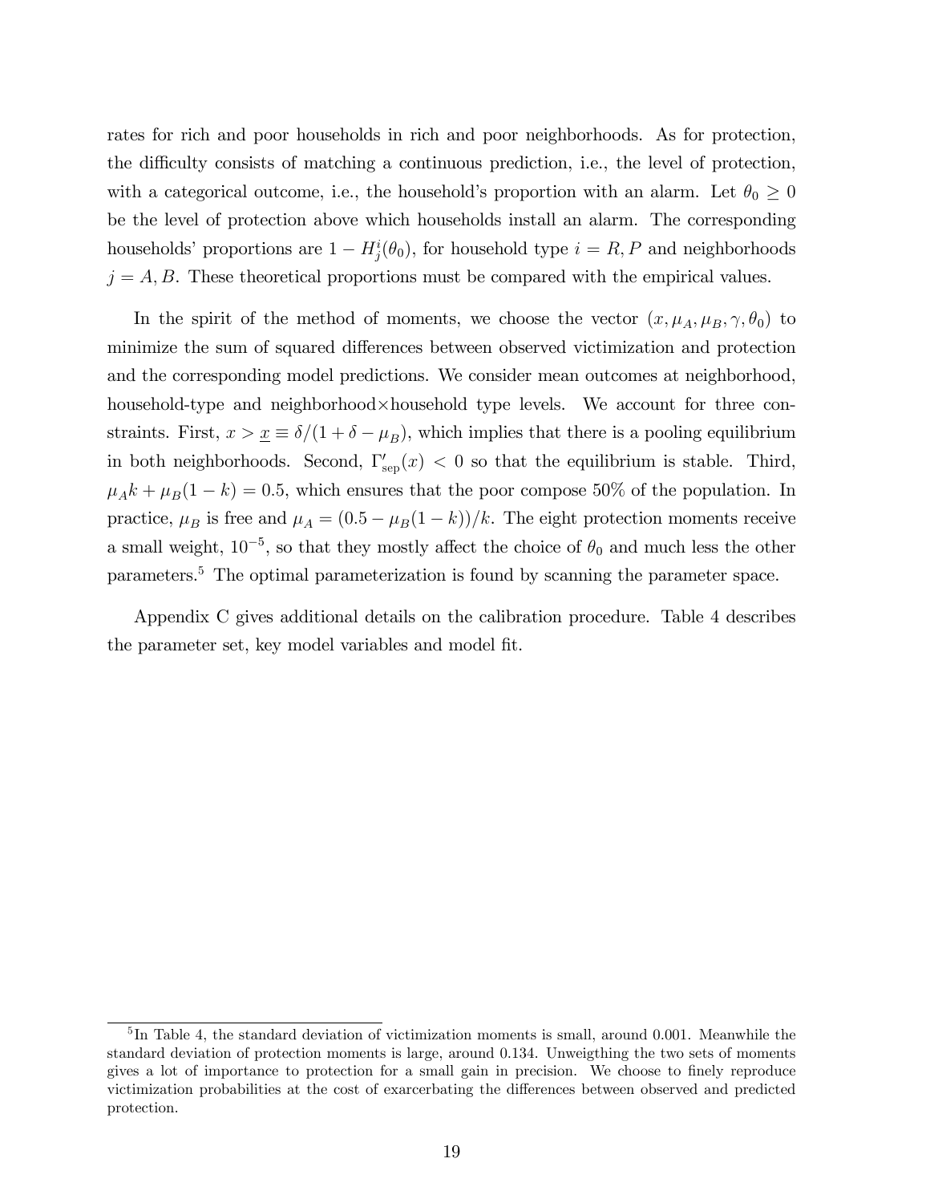rates for rich and poor households in rich and poor neighborhoods. As for protection, the difficulty consists of matching a continuous prediction, i.e., the level of protection, with a categorical outcome, i.e., the household's proportion with an alarm. Let $\theta_0 \geq 0$ be the level of protection above which households install an alarm. The corresponding households' proportions are $1 - H_j^i(\theta_0)$, for household type $i = R, P$ and neighborhoods $j = A, B$. These theoretical proportions must be compared with the empirical values.

In the spirit of the method of moments, we choose the vector $(x, \mu_A, \mu_B, \gamma, \theta_0)$ to minimize the sum of squared differences between observed victimization and protection and the corresponding model predictions. We consider mean outcomes at neighborhood, household-type and neighborhood$\times$household type levels. We account for three constraints. First, $x > \underline{x} \equiv \delta/(1 + \delta - \mu_B)$, which implies that there is a pooling equilibrium in both neighborhoods. Second, $\Gamma'_{\text{sep}}(x) < 0$ so that the equilibrium is stable. Third, $\mu_A k + \mu_B(1 - k) = 0.5$, which ensures that the poor compose 50% of the population. In practice, $\mu_B$ is free and $\mu_A = (0.5 - \mu_B(1 - k))/k$. The eight protection moments receive a small weight, $10^{-5}$, so that they mostly affect the choice of $\theta_0$ and much less the other parameters.[5] The optimal parameterization is found by scanning the parameter space.

Appendix C gives additional details on the calibration procedure. Table 4 describes the parameter set, key model variables and model fit.

---

[5] In Table 4, the standard deviation of victimization moments is small, around 0.001. Meanwhile the standard deviation of protection moments is large, around 0.134. Unweigthing the two sets of moments gives a lot of importance to protection for a small gain in precision. We choose to finely reproduce victimization probabilities at the cost of exarcerbating the differences between observed and predicted protection.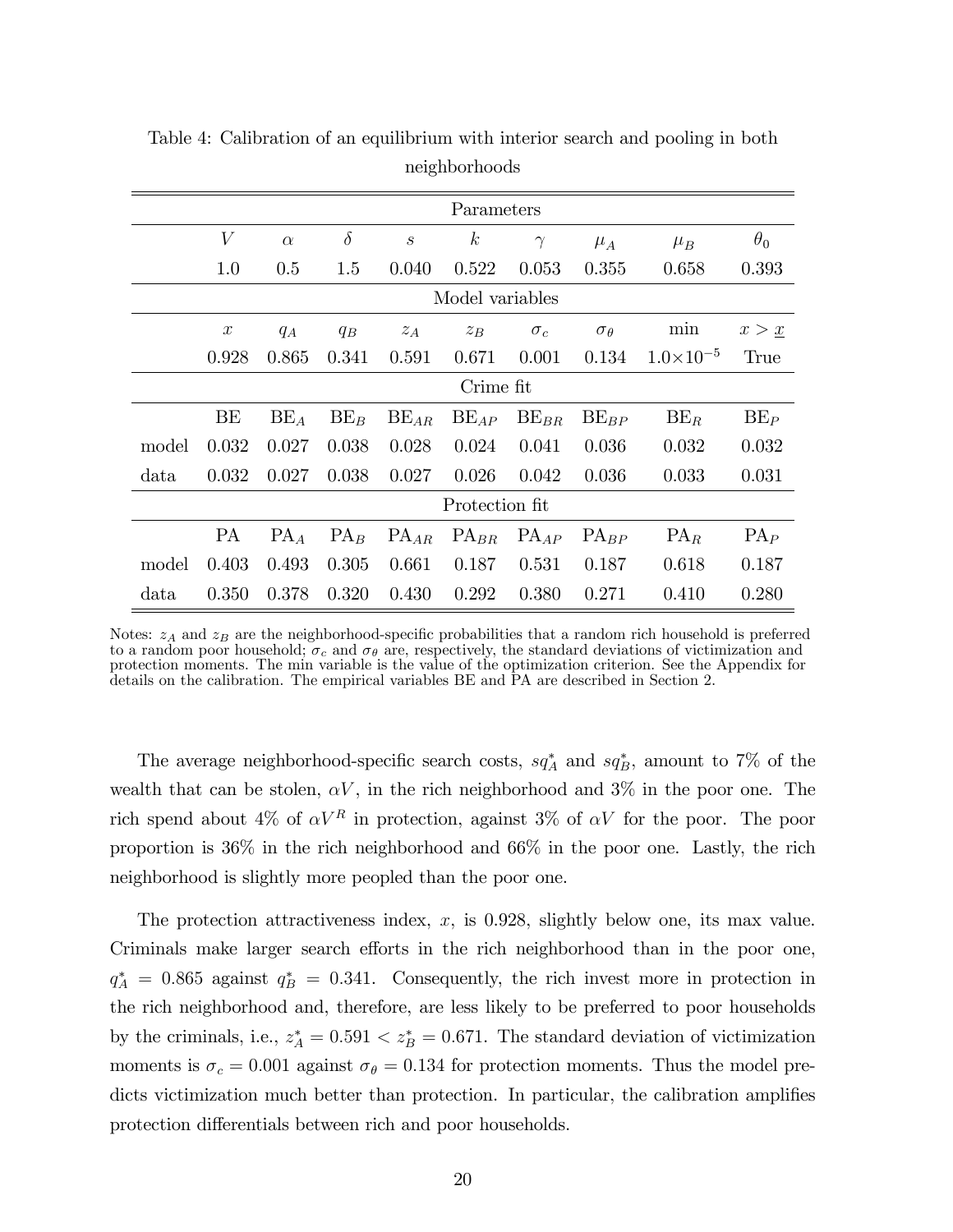Table 4: Calibration of an equilibrium with interior search and pooling in both neighborhoods

| | Parameters | | | | | | | | |
|---|---|---|---|---|---|---|---|---|---|
| | $V$ | $\alpha$ | $\delta$ | $s$ | $k$ | $\gamma$ | $\mu_A$ | $\mu_B$ | $\theta_0$ |
| | 1.0 | 0.5 | 1.5 | 0.040 | 0.522 | 0.053 | 0.355 | 0.658 | 0.393 |
| | Model variables | | | | | | | | |
| | $x$ | $q_A$ | $q_B$ | $z_A$ | $z_B$ | $\sigma_c$ | $\sigma_\theta$ | min | $x > \underline{x}$ |
| | 0.928 | 0.865 | 0.341 | 0.591 | 0.671 | 0.001 | 0.134 | $1.0 \times 10^{-5}$ | True |
| | Crime fit | | | | | | | | |
| | BE | BE$_A$ | BE$_B$ | BE$_{AR}$ | BE$_{AP}$ | BE$_{BR}$ | BE$_{BP}$ | BE$_R$ | BE$_P$ |
| model | 0.032 | 0.027 | 0.038 | 0.028 | 0.024 | 0.041 | 0.036 | 0.032 | 0.032 |
| data | 0.032 | 0.027 | 0.038 | 0.027 | 0.026 | 0.042 | 0.036 | 0.033 | 0.031 |
| | Protection fit | | | | | | | | |
| | PA | PA$_A$ | PA$_B$ | PA$_{AR}$ | PA$_{BR}$ | PA$_{AP}$ | PA$_{BP}$ | PA$_R$ | PA$_P$ |
| model | 0.403 | 0.493 | 0.305 | 0.661 | 0.187 | 0.531 | 0.187 | 0.618 | 0.187 |
| data | 0.350 | 0.378 | 0.320 | 0.430 | 0.292 | 0.380 | 0.271 | 0.410 | 0.280 |

Notes: $z_A$ and $z_B$ are the neighborhood-specific probabilities that a random rich household is preferred to a random poor household; $\sigma_c$ and $\sigma_\theta$ are, respectively, the standard deviations of victimization and protection moments. The min variable is the value of the optimization criterion. See the Appendix for details on the calibration. The empirical variables BE and PA are described in Section 2.

The average neighborhood-specific search costs, $sq_A^*$ and $sq_B^*$, amount to 7% of the wealth that can be stolen, $\alpha V$, in the rich neighborhood and 3% in the poor one. The rich spend about 4% of $\alpha V^R$ in protection, against 3% of $\alpha V$ for the poor. The poor proportion is 36% in the rich neighborhood and 66% in the poor one. Lastly, the rich neighborhood is slightly more peopled than the poor one.

The protection attractiveness index, $x$, is 0.928, slightly below one, its max value. Criminals make larger search efforts in the rich neighborhood than in the poor one, $q_A^* = 0.865$ against $q_B^* = 0.341$. Consequently, the rich invest more in protection in the rich neighborhood and, therefore, are less likely to be preferred to poor households by the criminals, i.e., $z_A^* = 0.591 < z_B^* = 0.671$. The standard deviation of victimization moments is $\sigma_c = 0.001$ against $\sigma_\theta = 0.134$ for protection moments. Thus the model predicts victimization much better than protection. In particular, the calibration amplifies protection differentials between rich and poor households.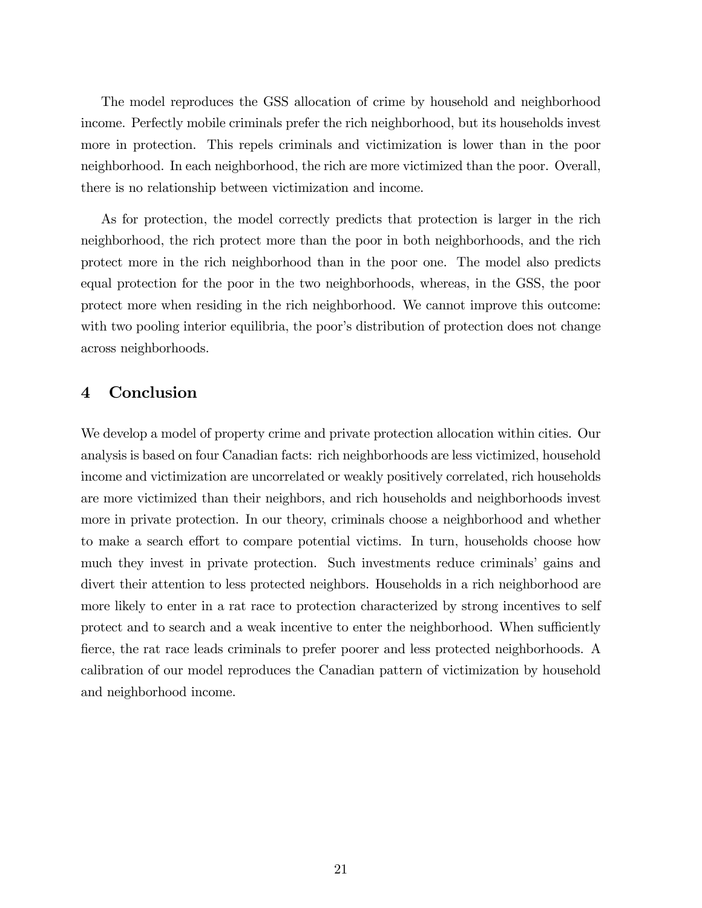The model reproduces the GSS allocation of crime by household and neighborhood income. Perfectly mobile criminals prefer the rich neighborhood, but its households invest more in protection. This repels criminals and victimization is lower than in the poor neighborhood. In each neighborhood, the rich are more victimized than the poor. Overall, there is no relationship between victimization and income.

As for protection, the model correctly predicts that protection is larger in the rich neighborhood, the rich protect more than the poor in both neighborhoods, and the rich protect more in the rich neighborhood than in the poor one. The model also predicts equal protection for the poor in the two neighborhoods, whereas, in the GSS, the poor protect more when residing in the rich neighborhood. We cannot improve this outcome: with two pooling interior equilibria, the poor's distribution of protection does not change across neighborhoods.

## 4 Conclusion

We develop a model of property crime and private protection allocation within cities. Our analysis is based on four Canadian facts: rich neighborhoods are less victimized, household income and victimization are uncorrelated or weakly positively correlated, rich households are more victimized than their neighbors, and rich households and neighborhoods invest more in private protection. In our theory, criminals choose a neighborhood and whether to make a search effort to compare potential victims. In turn, households choose how much they invest in private protection. Such investments reduce criminals' gains and divert their attention to less protected neighbors. Households in a rich neighborhood are more likely to enter in a rat race to protection characterized by strong incentives to self protect and to search and a weak incentive to enter the neighborhood. When sufficiently fierce, the rat race leads criminals to prefer poorer and less protected neighborhoods. A calibration of our model reproduces the Canadian pattern of victimization by household and neighborhood income.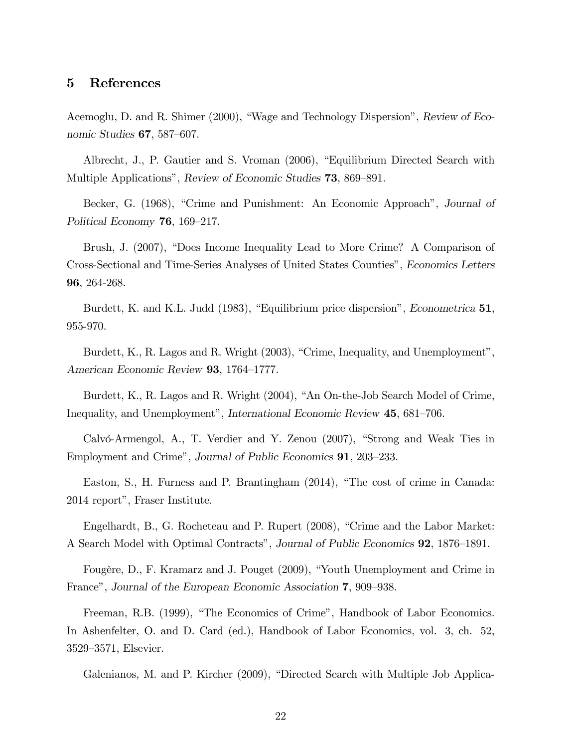## 5 References

Acemoglu, D. and R. Shimer (2000), "Wage and Technology Dispersion", *Review of Economic Studies* **67**, 587–607.

Albrecht, J., P. Gautier and S. Vroman (2006), "Equilibrium Directed Search with Multiple Applications", *Review of Economic Studies* **73**, 869–891.

Becker, G. (1968), "Crime and Punishment: An Economic Approach", *Journal of Political Economy* **76**, 169–217.

Brush, J. (2007), "Does Income Inequality Lead to More Crime? A Comparison of Cross-Sectional and Time-Series Analyses of United States Counties", *Economics Letters* **96**, 264-268.

Burdett, K. and K.L. Judd (1983), "Equilibrium price dispersion", *Econometrica* **51**, 955-970.

Burdett, K., R. Lagos and R. Wright (2003), "Crime, Inequality, and Unemployment", *American Economic Review* **93**, 1764–1777.

Burdett, K., R. Lagos and R. Wright (2004), "An On-the-Job Search Model of Crime, Inequality, and Unemployment", *International Economic Review* **45**, 681–706.

Calvó-Armengol, A., T. Verdier and Y. Zenou (2007), "Strong and Weak Ties in Employment and Crime", *Journal of Public Economics* **91**, 203–233.

Easton, S., H. Furness and P. Brantingham (2014), "The cost of crime in Canada: 2014 report", Fraser Institute.

Engelhardt, B., G. Rocheteau and P. Rupert (2008), "Crime and the Labor Market: A Search Model with Optimal Contracts", *Journal of Public Economics* **92**, 1876–1891.

Fougère, D., F. Kramarz and J. Pouget (2009), "Youth Unemployment and Crime in France", *Journal of the European Economic Association* **7**, 909–938.

Freeman, R.B. (1999), "The Economics of Crime", Handbook of Labor Economics. In Ashenfelter, O. and D. Card (ed.), Handbook of Labor Economics, vol. 3, ch. 52, 3529–3571, Elsevier.

Galenianos, M. and P. Kircher (2009), "Directed Search with Multiple Job Applica-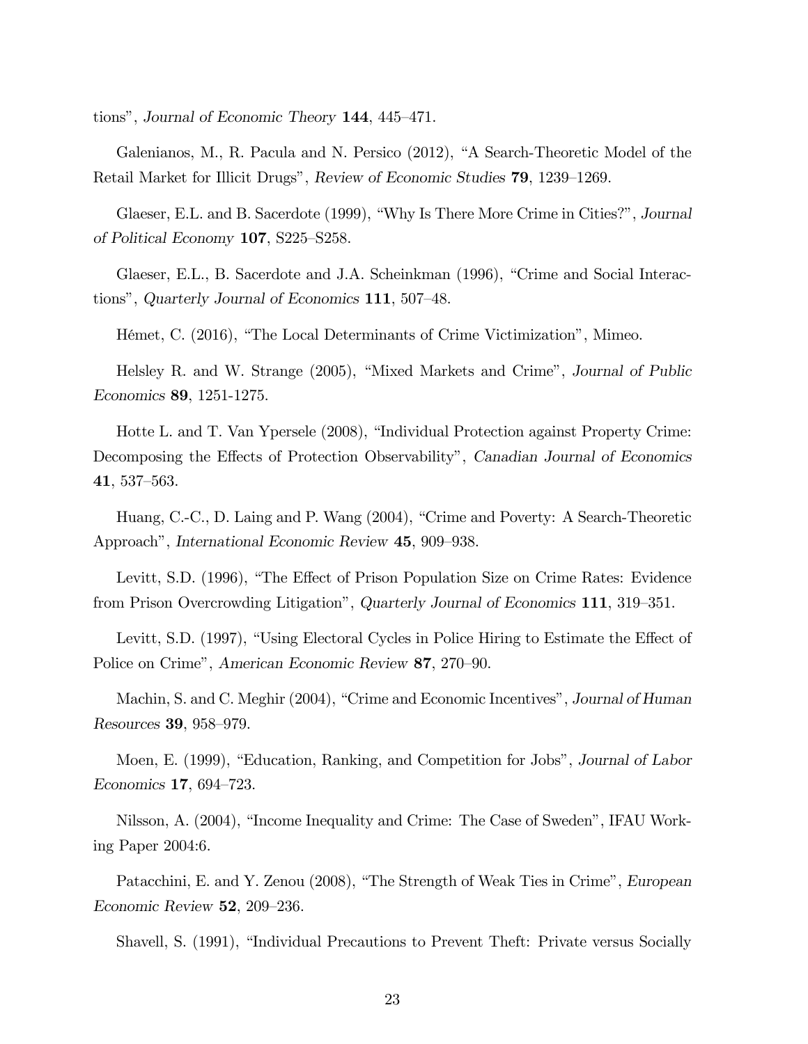tions", *Journal of Economic Theory* **144**, 445–471.

Galenianos, M., R. Pacula and N. Persico (2012), "A Search-Theoretic Model of the Retail Market for Illicit Drugs", *Review of Economic Studies* **79**, 1239–1269.

Glaeser, E.L. and B. Sacerdote (1999), "Why Is There More Crime in Cities?", *Journal of Political Economy* **107**, S225–S258.

Glaeser, E.L., B. Sacerdote and J.A. Scheinkman (1996), "Crime and Social Interactions", *Quarterly Journal of Economics* **111**, 507–48.

Hémet, C. (2016), "The Local Determinants of Crime Victimization", Mimeo.

Helsley R. and W. Strange (2005), "Mixed Markets and Crime", *Journal of Public Economics* **89**, 1251-1275.

Hotte L. and T. Van Ypersele (2008), "Individual Protection against Property Crime: Decomposing the Effects of Protection Observability", *Canadian Journal of Economics* **41**, 537–563.

Huang, C.-C., D. Laing and P. Wang (2004), "Crime and Poverty: A Search-Theoretic Approach", *International Economic Review* **45**, 909–938.

Levitt, S.D. (1996), "The Effect of Prison Population Size on Crime Rates: Evidence from Prison Overcrowding Litigation", *Quarterly Journal of Economics* **111**, 319–351.

Levitt, S.D. (1997), "Using Electoral Cycles in Police Hiring to Estimate the Effect of Police on Crime", *American Economic Review* **87**, 270–90.

Machin, S. and C. Meghir (2004), "Crime and Economic Incentives", *Journal of Human Resources* **39**, 958–979.

Moen, E. (1999), "Education, Ranking, and Competition for Jobs", *Journal of Labor Economics* **17**, 694–723.

Nilsson, A. (2004), "Income Inequality and Crime: The Case of Sweden", IFAU Working Paper 2004:6.

Patacchini, E. and Y. Zenou (2008), "The Strength of Weak Ties in Crime", *European Economic Review* **52**, 209–236.

Shavell, S. (1991), "Individual Precautions to Prevent Theft: Private versus Socially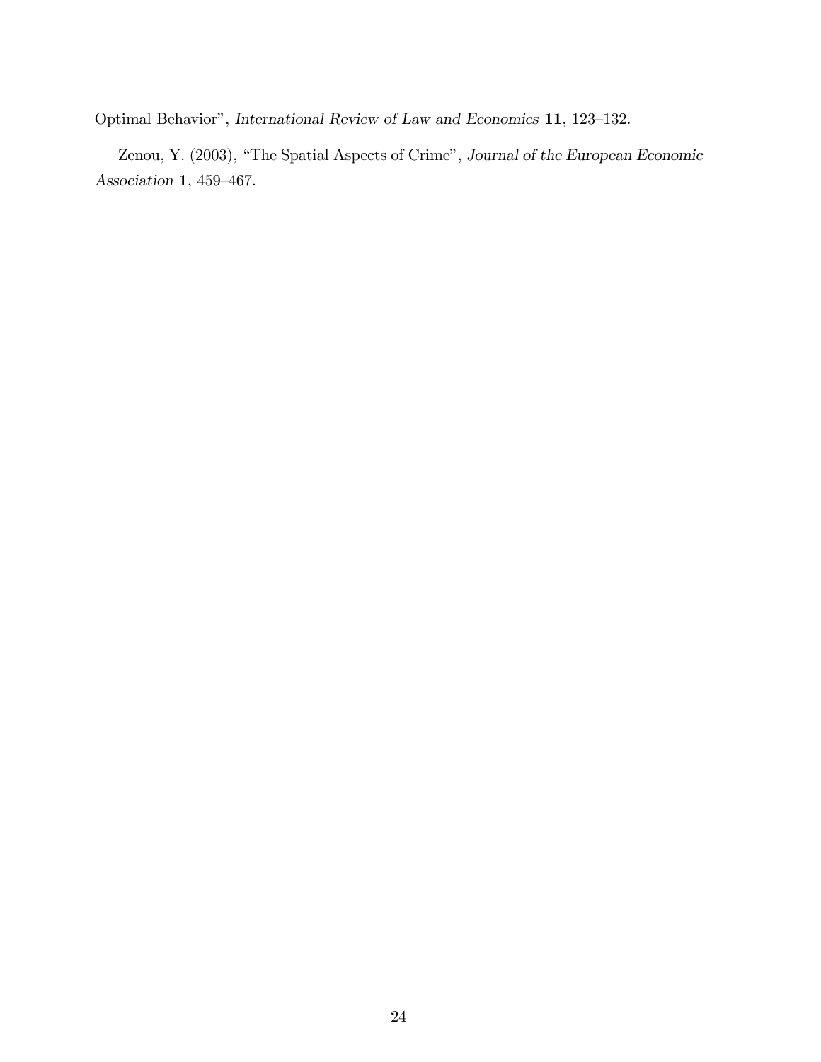Optimal Behavior", *International Review of Law and Economics* **11**, 123–132.

Zenou, Y. (2003), "The Spatial Aspects of Crime", *Journal of the European Economic Association* **1**, 459–467.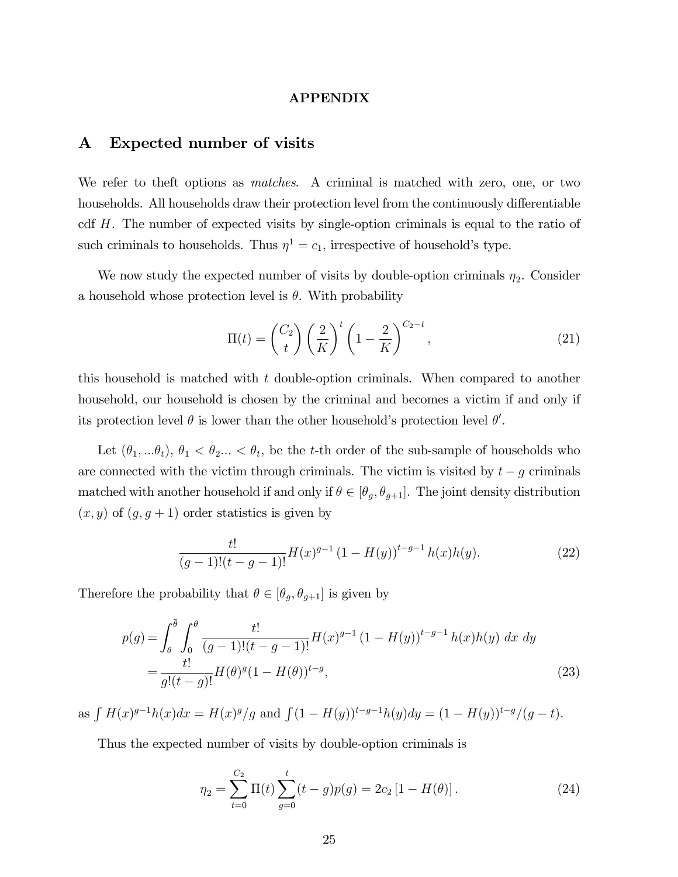**APPENDIX**

# A Expected number of visits

We refer to theft options as *matches*. A criminal is matched with zero, one, or two households. All households draw their protection level from the continuously differentiable cdf $H$. The number of expected visits by single-option criminals is equal to the ratio of such criminals to households. Thus $\eta^1 = c_1$, irrespective of household's type.

We now study the expected number of visits by double-option criminals $\eta_2$. Consider a household whose protection level is $\theta$. With probability

$$\Pi(t) = \binom{C_2}{t} \left(\frac{2}{K}\right)^t \left(1 - \frac{2}{K}\right)^{C_2 - t}, \tag{21}$$

this household is matched with $t$ double-option criminals. When compared to another household, our household is chosen by the criminal and becomes a victim if and only if its protection level $\theta$ is lower than the other household's protection level $\theta'$.

Let $(\theta_1, ...\theta_t)$, $\theta_1 < \theta_2 ... < \theta_t$, be the $t$-th order of the sub-sample of households who are connected with the victim through criminals. The victim is visited by $t - g$ criminals matched with another household if and only if $\theta \in [\theta_g, \theta_{g+1}]$. The joint density distribution $(x, y)$ of $(g, g+1)$ order statistics is given by

$$\frac{t!}{(g-1)!(t-g-1)!} H(x)^{g-1} (1 - H(y))^{t-g-1} h(x)h(y). \tag{22}$$

Therefore the probability that $\theta \in [\theta_g, \theta_{g+1}]$ is given by

$$\begin{aligned} p(g) &= \int_\theta^{\bar{\theta}} \int_0^\theta \frac{t!}{(g-1)!(t-g-1)!} H(x)^{g-1} (1 - H(y))^{t-g-1} h(x)h(y)\ dx\ dy \\ &= \frac{t!}{g!(t-g)!} H(\theta)^g (1 - H(\theta))^{t-g}, \end{aligned} \tag{23}$$

as $\int H(x)^{g-1} h(x) dx = H(x)^g / g$ and $\int (1 - H(y))^{t-g-1} h(y) dy = (1 - H(y))^{t-g} / (g - t)$.

Thus the expected number of visits by double-option criminals is

$$\eta_2 = \sum_{t=0}^{C_2} \Pi(t) \sum_{g=0}^{t} (t - g) p(g) = 2c_2 \left[1 - H(\theta)\right]. \tag{24}$$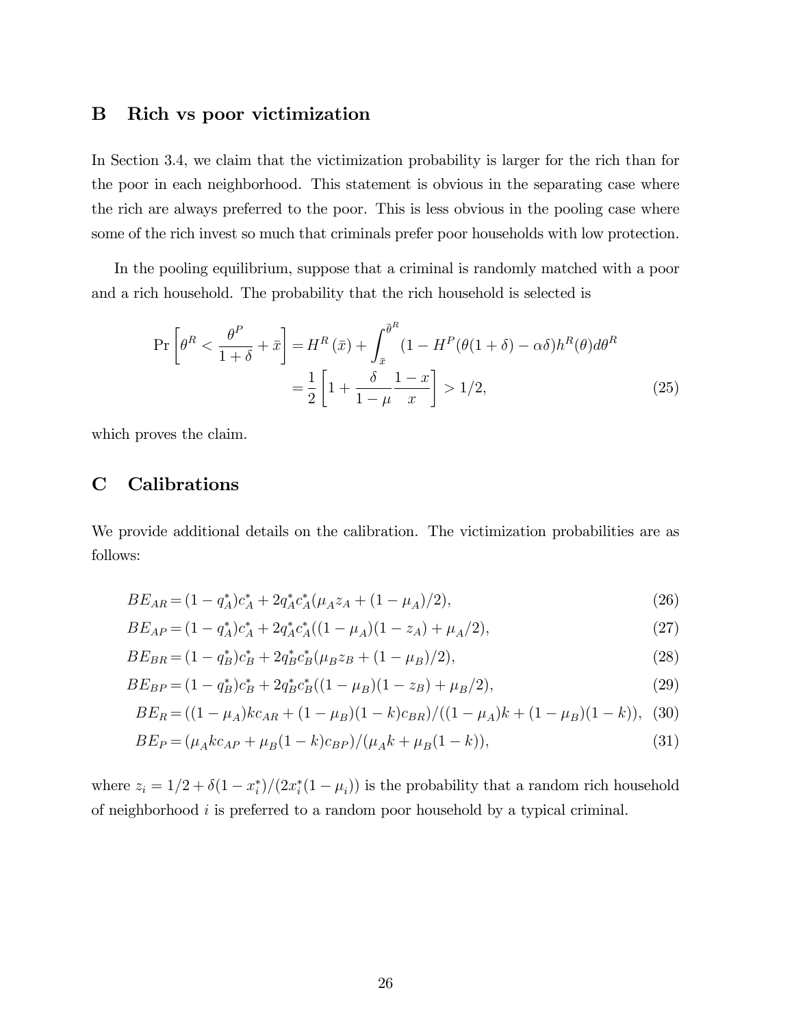## B Rich vs poor victimization

In Section 3.4, we claim that the victimization probability is larger for the rich than for the poor in each neighborhood. This statement is obvious in the separating case where the rich are always preferred to the poor. This is less obvious in the pooling case where some of the rich invest so much that criminals prefer poor households with low protection.

In the pooling equilibrium, suppose that a criminal is randomly matched with a poor and a rich household. The probability that the rich household is selected is

$$
\begin{aligned}
\Pr\left[\theta^R < \frac{\theta^P}{1+\delta} + \bar{x}\right] &= H^R(\bar{x}) + \int_{\bar{x}}^{\bar{\theta}^R} (1 - H^P(\theta(1+\delta) - \alpha\delta) h^R(\theta) d\theta^R \\
&= \frac{1}{2}\left[1 + \frac{\delta}{1-\mu}\frac{1-x}{x}\right] > 1/2, \qquad (25)
\end{aligned}
$$

which proves the claim.

## C Calibrations

We provide additional details on the calibration. The victimization probabilities are as follows:

$$BE_{AR} = (1 - q_A^*)c_A^* + 2q_A^* c_A^* (\mu_A z_A + (1 - \mu_A)/2), \qquad (26)$$

$$BE_{AP} = (1 - q_A^*)c_A^* + 2q_A^* c_A^* ((1 - \mu_A)(1 - z_A) + \mu_A/2), \qquad (27)$$

$$BE_{BR} = (1 - q_B^*)c_B^* + 2q_B^* c_B^* (\mu_B z_B + (1 - \mu_B)/2), \qquad (28)$$

$$BE_{BP} = (1 - q_B^*)c_B^* + 2q_B^* c_B^* ((1 - \mu_B)(1 - z_B) + \mu_B/2), \qquad (29)$$

$$BE_R = ((1 - \mu_A)kc_{AR} + (1 - \mu_B)(1 - k)c_{BR})/((1 - \mu_A)k + (1 - \mu_B)(1 - k)), \qquad (30)$$

$$BE_P = (\mu_A k c_{AP} + \mu_B (1 - k)c_{BP})/(\mu_A k + \mu_B (1 - k)), \qquad (31)$$

where $z_i = 1/2 + \delta(1 - x_i^*)/(2x_i^*(1 - \mu_i))$ is the probability that a random rich household of neighborhood $i$ is preferred to a random poor household by a typical criminal.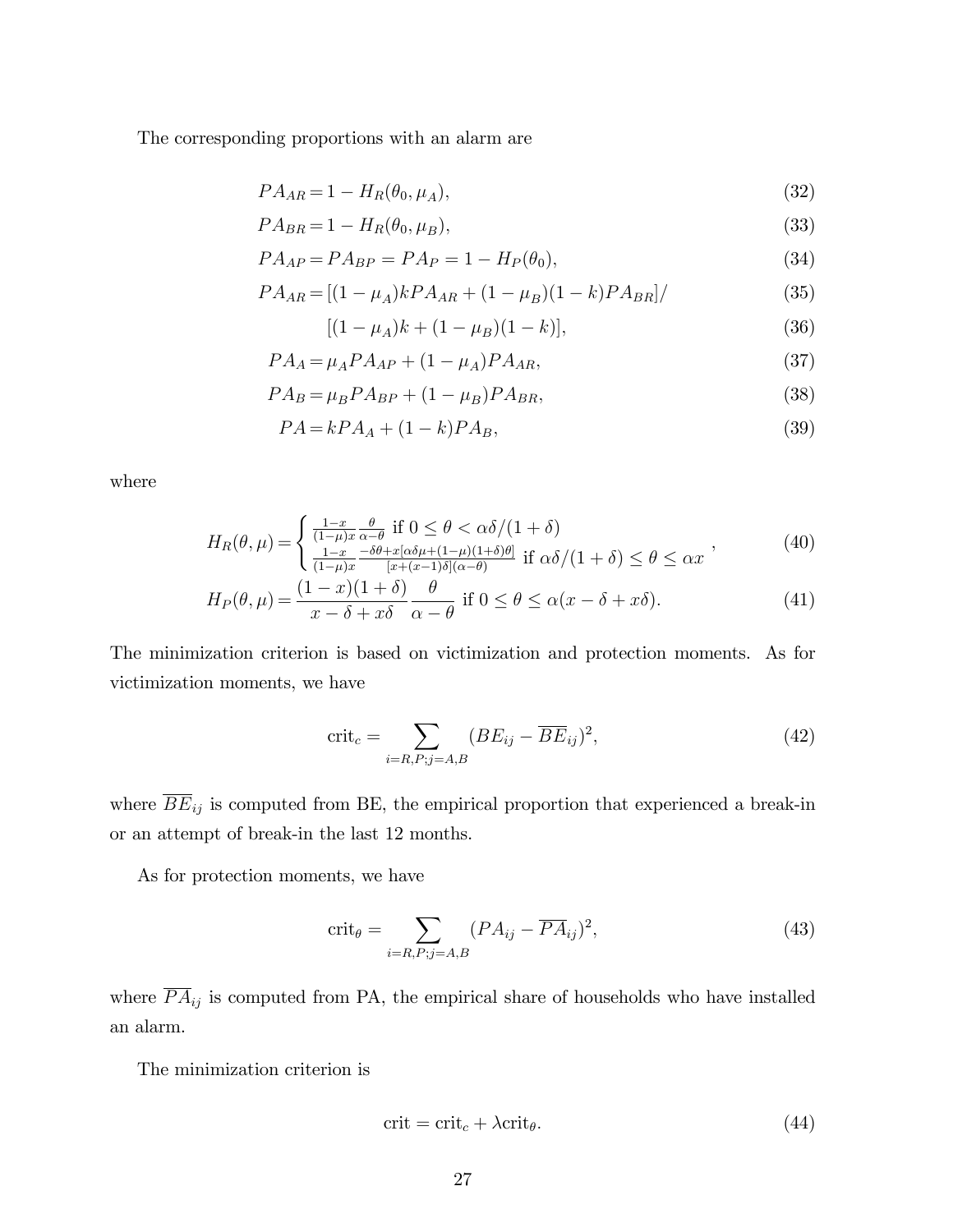The corresponding proportions with an alarm are

$$PA_{AR} = 1 - H_R(\theta_0, \mu_A), \tag{32}$$

$$PA_{BR} = 1 - H_R(\theta_0, \mu_B), \tag{33}$$

$$PA_{AP} = PA_{BP} = PA_P = 1 - H_P(\theta_0), \tag{34}$$

$$PA_{AR} = [(1-\mu_A)kPA_{AR} + (1-\mu_B)(1-k)PA_{BR}]/ \tag{35}$$

$$[(1-\mu_A)k + (1-\mu_B)(1-k)], \tag{36}$$

$$PA_A = \mu_A PA_{AP} + (1-\mu_A)PA_{AR}, \tag{37}$$

$$PA_B = \mu_B PA_{BP} + (1-\mu_B)PA_{BR}, \tag{38}$$

$$PA = kPA_A + (1-k)PA_B, \tag{39}$$

where

$$H_R(\theta, \mu) = \begin{cases} \frac{1-x}{(1-\mu)x}\frac{\theta}{\alpha-\theta} \text{ if } 0 \leq \theta < \alpha\delta/(1+\delta) \\ \frac{1-x}{(1-\mu)x}\frac{-\delta\theta + x[\alpha\delta\mu + (1-\mu)(1+\delta)\theta]}{[x+(x-1)\delta](\alpha-\theta)} \text{ if } \alpha\delta/(1+\delta) \leq \theta \leq \alpha x \end{cases}, \tag{40}$$

$$H_P(\theta, \mu) = \frac{(1-x)(1+\delta)}{x - \delta + x\delta}\frac{\theta}{\alpha - \theta} \text{ if } 0 \leq \theta \leq \alpha(x - \delta + x\delta). \tag{41}$$

The minimization criterion is based on victimization and protection moments. As for victimization moments, we have

$$\text{crit}_c = \sum_{i=R,P;j=A,B} (BE_{ij} - \overline{BE}_{ij})^2, \tag{42}$$

where $\overline{BE}_{ij}$ is computed from BE, the empirical proportion that experienced a break-in or an attempt of break-in the last 12 months.

As for protection moments, we have

$$\text{crit}_\theta = \sum_{i=R,P;j=A,B} (PA_{ij} - \overline{PA}_{ij})^2, \tag{43}$$

where $\overline{PA}_{ij}$ is computed from PA, the empirical share of households who have installed an alarm.

The minimization criterion is

$$\text{crit} = \text{crit}_c + \lambda \text{crit}_\theta. \tag{44}$$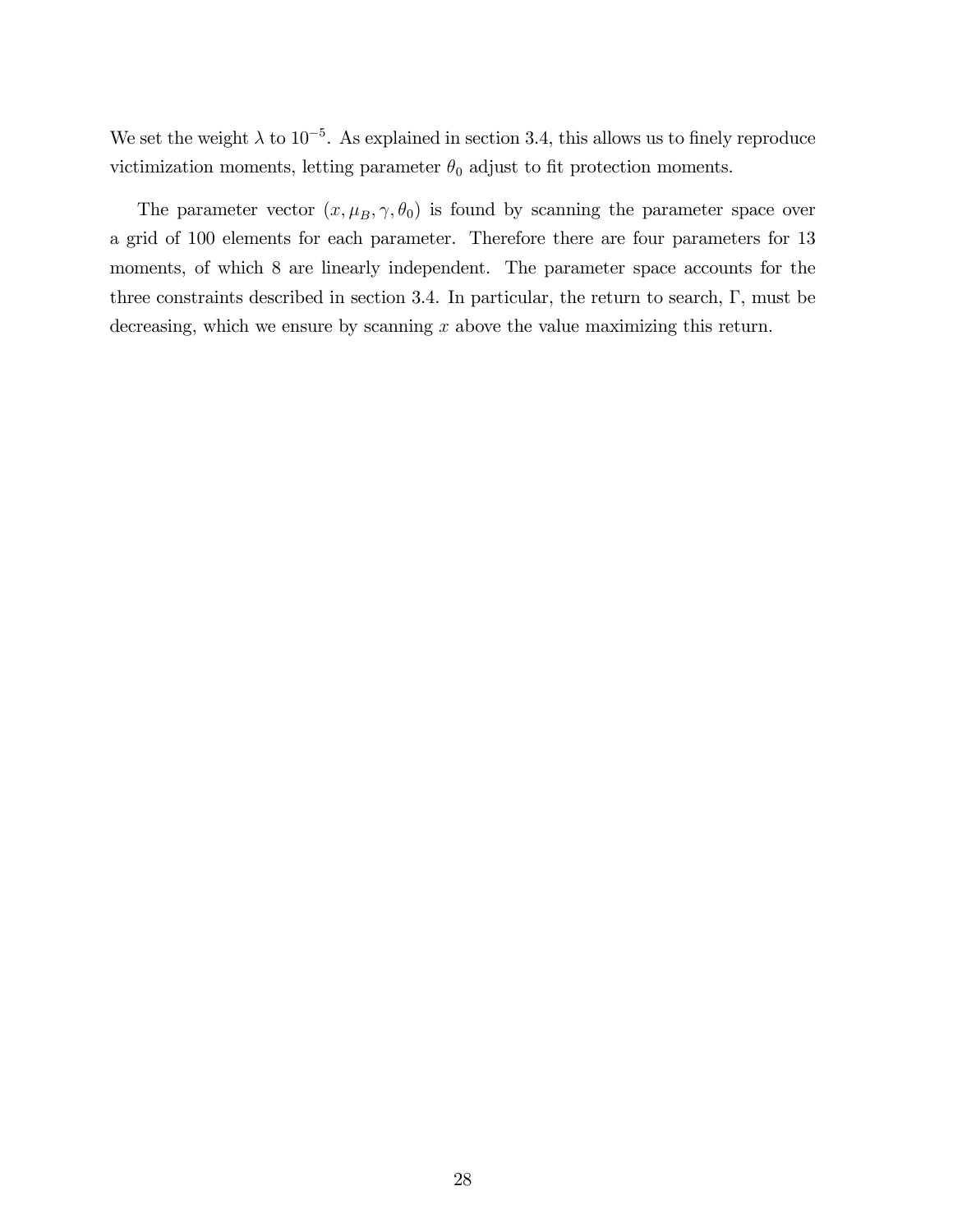We set the weight $\lambda$ to $10^{-5}$. As explained in section 3.4, this allows us to finely reproduce victimization moments, letting parameter $\theta_0$ adjust to fit protection moments.

The parameter vector $(x, \mu_B, \gamma, \theta_0)$ is found by scanning the parameter space over a grid of 100 elements for each parameter. Therefore there are four parameters for 13 moments, of which 8 are linearly independent. The parameter space accounts for the three constraints described in section 3.4. In particular, the return to search, $\Gamma$, must be decreasing, which we ensure by scanning $x$ above the value maximizing this return.